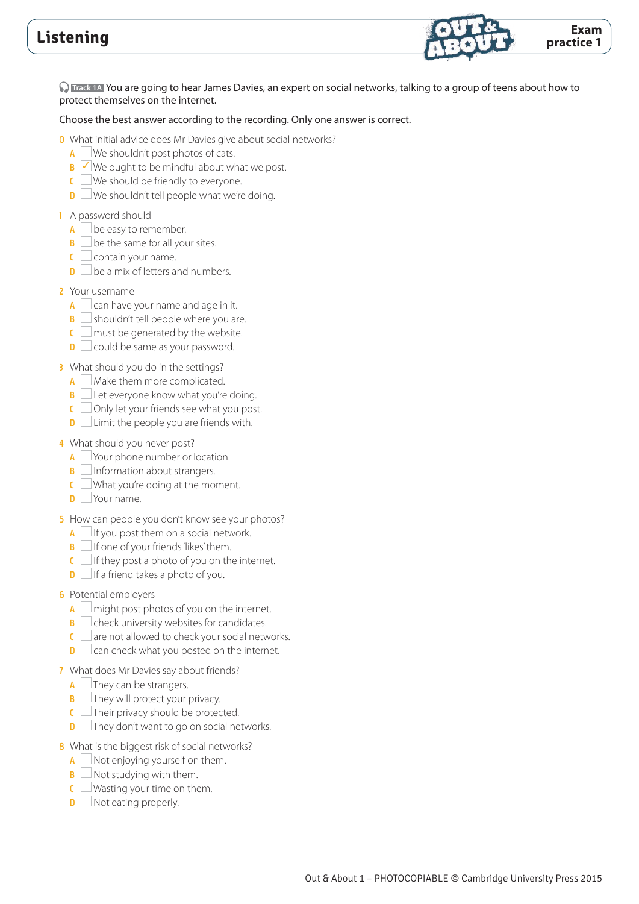# Listening

**Exam practice 1**

Track 1A You are going to hear James Davies, an expert on social networks, talking to a group of teens about how to protect themselves on the internet.

Choose the best answer according to the recording. Only one answer is correct.

0 What initial advice does Mr Davies give about social networks?
- A ☐ We shouldn't post photos of cats.
- B ☑ We ought to be mindful about what we post.
- C ☐ We should be friendly to everyone.
- D ☐ We shouldn't tell people what we're doing.

1 A password should
- A ☐ be easy to remember.
- B ☐ be the same for all your sites.
- C ☐ contain your name.
- D ☐ be a mix of letters and numbers.

2 Your username
- A ☐ can have your name and age in it.
- B ☐ shouldn't tell people where you are.
- C ☐ must be generated by the website.
- D ☐ could be same as your password.

3 What should you do in the settings?
- A ☐ Make them more complicated.
- B ☐ Let everyone know what you're doing.
- C ☐ Only let your friends see what you post.
- D ☐ Limit the people you are friends with.

4 What should you never post?
- A ☐ Your phone number or location.
- B ☐ Information about strangers.
- C ☐ What you're doing at the moment.
- D ☐ Your name.

5 How can people you don't know see your photos?
- A ☐ If you post them on a social network.
- B ☐ If one of your friends 'likes' them.
- C ☐ If they post a photo of you on the internet.
- D ☐ If a friend takes a photo of you.

6 Potential employers
- A ☐ might post photos of you on the internet.
- B ☐ check university websites for candidates.
- C ☐ are not allowed to check your social networks.
- D ☐ can check what you posted on the internet.

7 What does Mr Davies say about friends?
- A ☐ They can be strangers.
- B ☐ They will protect your privacy.
- C ☐ Their privacy should be protected.
- D ☐ They don't want to go on social networks.

8 What is the biggest risk of social networks?
- A ☐ Not enjoying yourself on them.
- B ☐ Not studying with them.
- C ☐ Wasting your time on them.
- D ☐ Not eating properly.

Out & About 1 – PHOTOCOPIABLE © Cambridge University Press 2015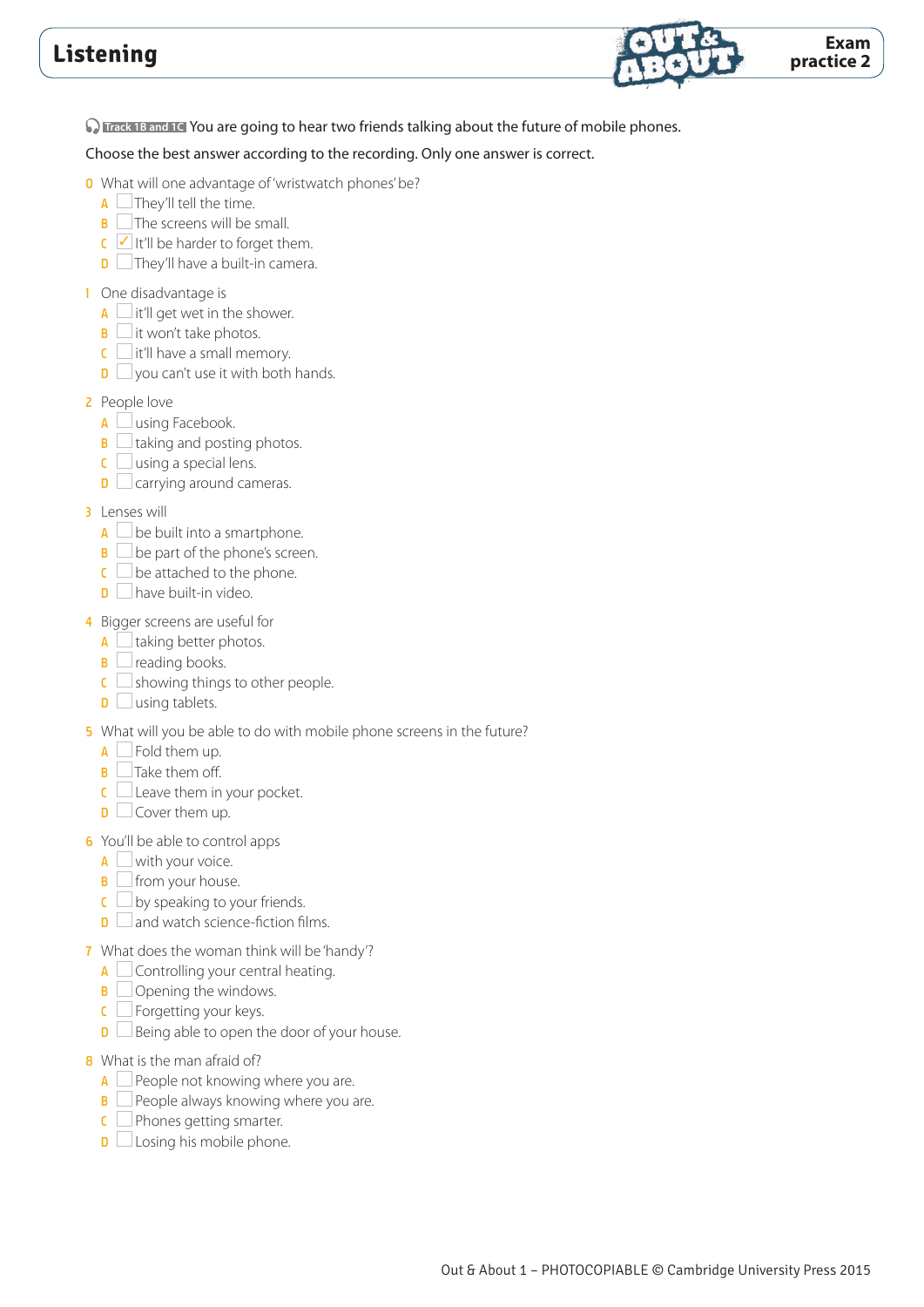# Listening

**Exam practice 2**

Track 1B and 1C You are going to hear two friends talking about the future of mobile phones.

Choose the best answer according to the recording. Only one answer is correct.

0 What will one advantage of 'wristwatch phones' be?
- A ☐ They'll tell the time.
- B ☐ The screens will be small.
- C ☑ It'll be harder to forget them.
- D ☐ They'll have a built-in camera.

1 One disadvantage is
- A ☐ it'll get wet in the shower.
- B ☐ it won't take photos.
- C ☐ it'll have a small memory.
- D ☐ you can't use it with both hands.

2 People love
- A ☐ using Facebook.
- B ☐ taking and posting photos.
- C ☐ using a special lens.
- D ☐ carrying around cameras.

3 Lenses will
- A ☐ be built into a smartphone.
- B ☐ be part of the phone's screen.
- C ☐ be attached to the phone.
- D ☐ have built-in video.

4 Bigger screens are useful for
- A ☐ taking better photos.
- B ☐ reading books.
- C ☐ showing things to other people.
- D ☐ using tablets.

5 What will you be able to do with mobile phone screens in the future?
- A ☐ Fold them up.
- B ☐ Take them off.
- C ☐ Leave them in your pocket.
- D ☐ Cover them up.

6 You'll be able to control apps
- A ☐ with your voice.
- B ☐ from your house.
- C ☐ by speaking to your friends.
- D ☐ and watch science-fiction films.

7 What does the woman think will be 'handy'?
- A ☐ Controlling your central heating.
- B ☐ Opening the windows.
- C ☐ Forgetting your keys.
- D ☐ Being able to open the door of your house.

8 What is the man afraid of?
- A ☐ People not knowing where you are.
- B ☐ People always knowing where you are.
- C ☐ Phones getting smarter.
- D ☐ Losing his mobile phone.

Out & About 1 – PHOTOCOPIABLE © Cambridge University Press 2015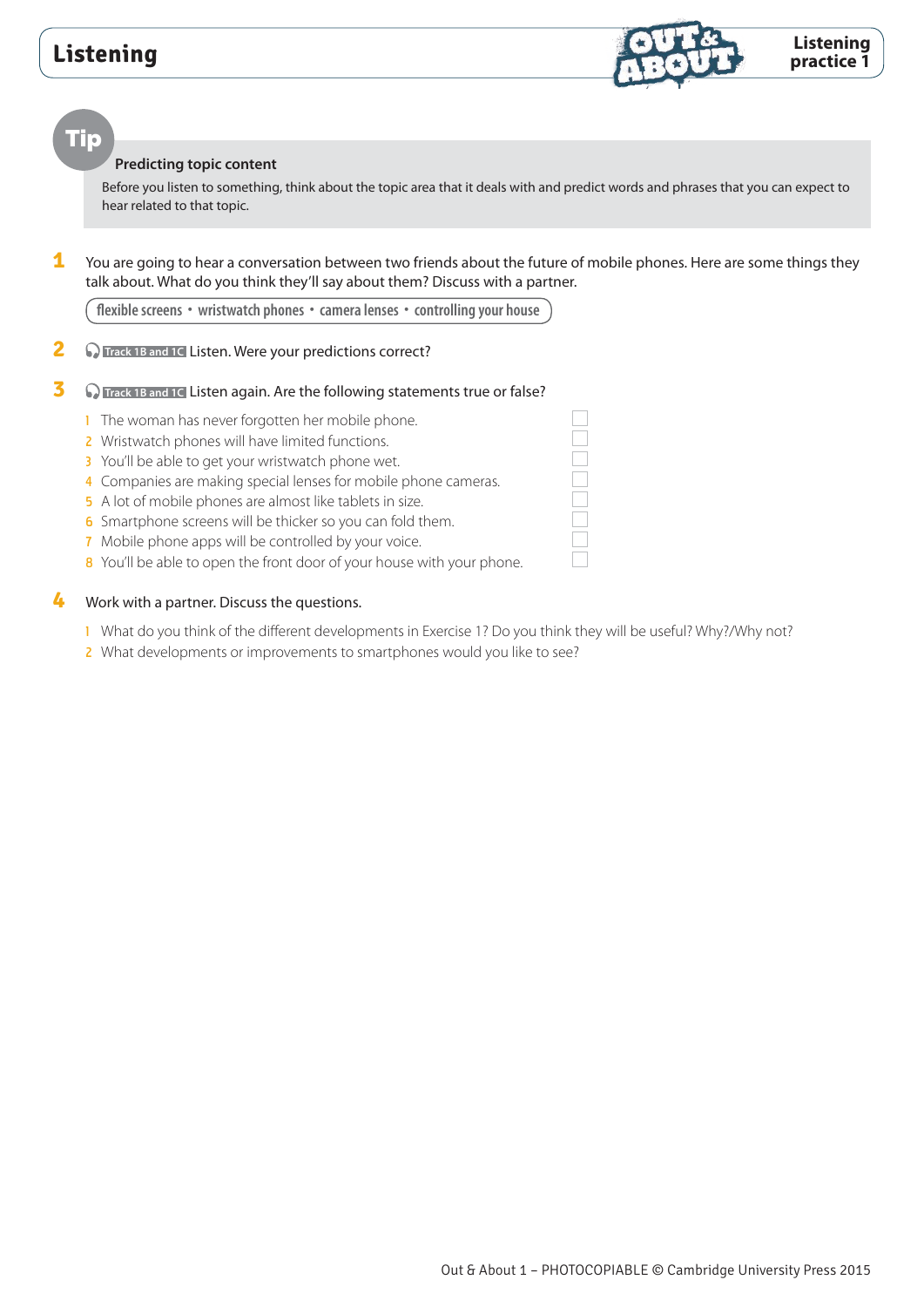# Listening

## Listening practice 1

### Tip

**Predicting topic content**

Before you listen to something, think about the topic area that it deals with and predict words and phrases that you can expect to hear related to that topic.

**1** You are going to hear a conversation between two friends about the future of mobile phones. Here are some things they talk about. What do you think they'll say about them? Discuss with a partner.

flexible screens • wristwatch phones • camera lenses • controlling your house

**2** Track 1B and 1C Listen. Were your predictions correct?

**3** Track 1B and 1C Listen again. Are the following statements true or false?

1. The woman has never forgotten her mobile phone. ☐
2. Wristwatch phones will have limited functions. ☐
3. You'll be able to get your wristwatch phone wet. ☐
4. Companies are making special lenses for mobile phone cameras. ☐
5. A lot of mobile phones are almost like tablets in size. ☐
6. Smartphone screens will be thicker so you can fold them. ☐
7. Mobile phone apps will be controlled by your voice. ☐
8. You'll be able to open the front door of your house with your phone. ☐

**4** Work with a partner. Discuss the questions.

1. What do you think of the different developments in Exercise 1? Do you think they will be useful? Why?/Why not?
2. What developments or improvements to smartphones would you like to see?

Out & About 1 – PHOTOCOPIABLE © Cambridge University Press 2015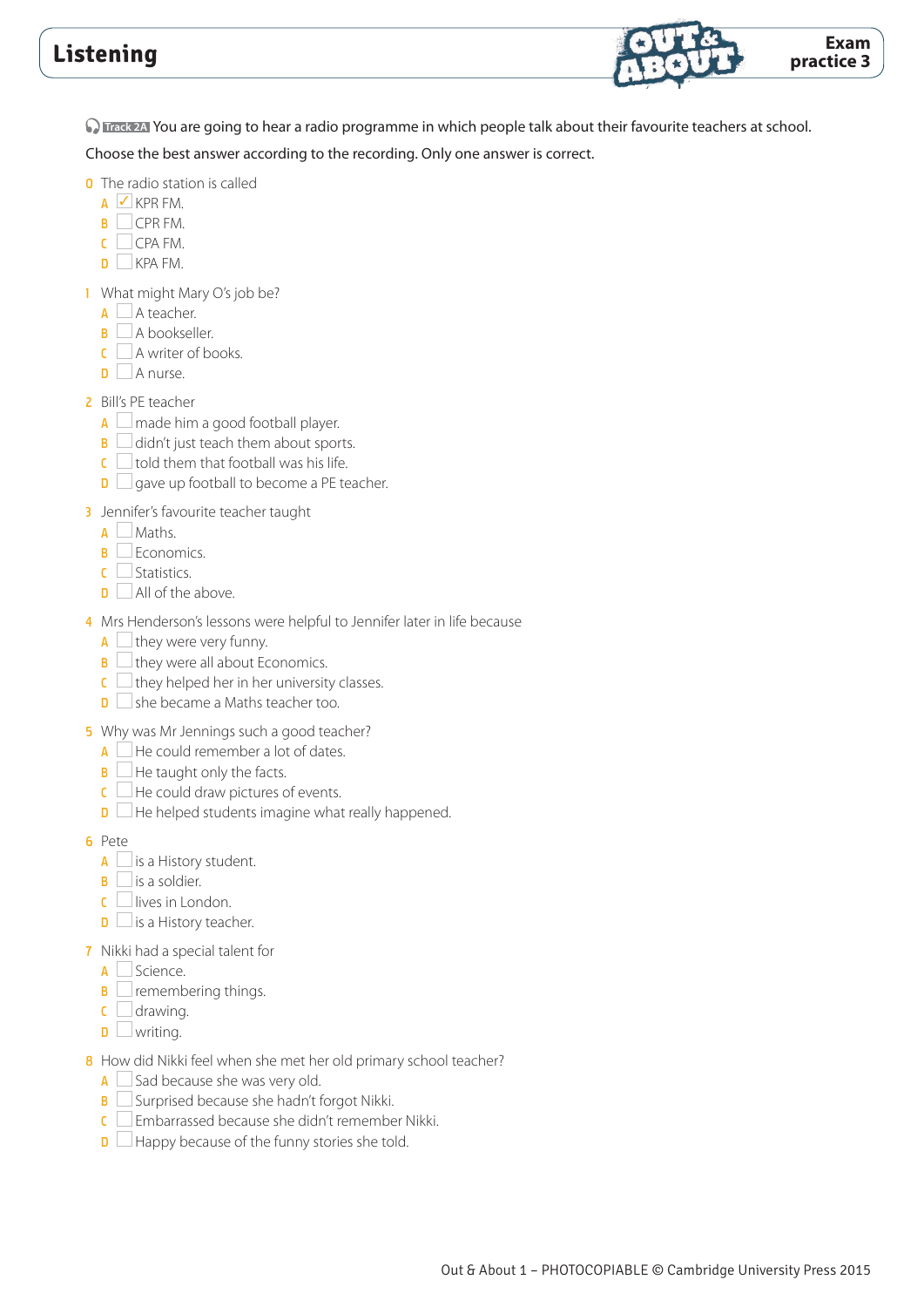# Listening

**Exam practice 3**

Track 2A You are going to hear a radio programme in which people talk about their favourite teachers at school.

Choose the best answer according to the recording. Only one answer is correct.

0 The radio station is called
- A ☑ KPR FM.
- B ☐ CPR FM.
- C ☐ CPA FM.
- D ☐ KPA FM.

1 What might Mary O's job be?
- A ☐ A teacher.
- B ☐ A bookseller.
- C ☐ A writer of books.
- D ☐ A nurse.

2 Bill's PE teacher
- A ☐ made him a good football player.
- B ☐ didn't just teach them about sports.
- C ☐ told them that football was his life.
- D ☐ gave up football to become a PE teacher.

3 Jennifer's favourite teacher taught
- A ☐ Maths.
- B ☐ Economics.
- C ☐ Statistics.
- D ☐ All of the above.

4 Mrs Henderson's lessons were helpful to Jennifer later in life because
- A ☐ they were very funny.
- B ☐ they were all about Economics.
- C ☐ they helped her in her university classes.
- D ☐ she became a Maths teacher too.

5 Why was Mr Jennings such a good teacher?
- A ☐ He could remember a lot of dates.
- B ☐ He taught only the facts.
- C ☐ He could draw pictures of events.
- D ☐ He helped students imagine what really happened.

6 Pete
- A ☐ is a History student.
- B ☐ is a soldier.
- C ☐ lives in London.
- D ☐ is a History teacher.

7 Nikki had a special talent for
- A ☐ Science.
- B ☐ remembering things.
- C ☐ drawing.
- D ☐ writing.

8 How did Nikki feel when she met her old primary school teacher?
- A ☐ Sad because she was very old.
- B ☐ Surprised because she hadn't forgot Nikki.
- C ☐ Embarrassed because she didn't remember Nikki.
- D ☐ Happy because of the funny stories she told.

Out & About 1 – PHOTOCOPIABLE © Cambridge University Press 2015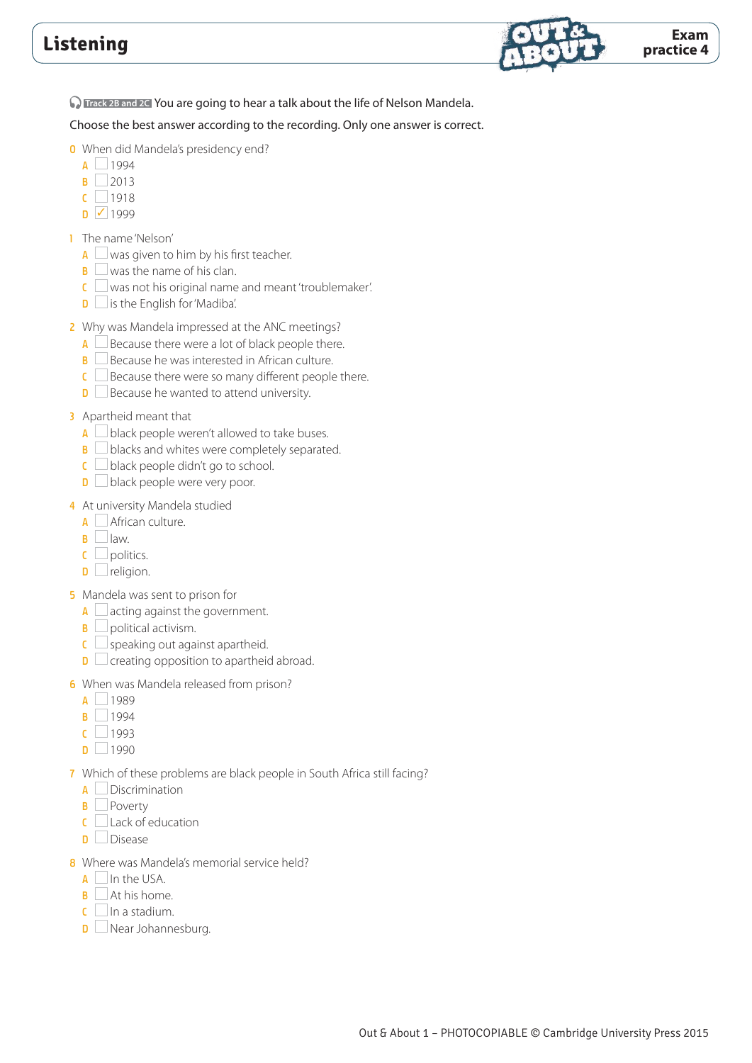# Listening

**Exam practice 4**

Track 2B and 2C You are going to hear a talk about the life of Nelson Mandela.

Choose the best answer according to the recording. Only one answer is correct.

0 When did Mandela's presidency end?
- A ☐ 1994
- B ☐ 2013
- C ☐ 1918
- D ☑ 1999

1 The name 'Nelson'
- A ☐ was given to him by his first teacher.
- B ☐ was the name of his clan.
- C ☐ was not his original name and meant 'troublemaker'.
- D ☐ is the English for 'Madiba'.

2 Why was Mandela impressed at the ANC meetings?
- A ☐ Because there were a lot of black people there.
- B ☐ Because he was interested in African culture.
- C ☐ Because there were so many different people there.
- D ☐ Because he wanted to attend university.

3 Apartheid meant that
- A ☐ black people weren't allowed to take buses.
- B ☐ blacks and whites were completely separated.
- C ☐ black people didn't go to school.
- D ☐ black people were very poor.

4 At university Mandela studied
- A ☐ African culture.
- B ☐ law.
- C ☐ politics.
- D ☐ religion.

5 Mandela was sent to prison for
- A ☐ acting against the government.
- B ☐ political activism.
- C ☐ speaking out against apartheid.
- D ☐ creating opposition to apartheid abroad.

6 When was Mandela released from prison?
- A ☐ 1989
- B ☐ 1994
- C ☐ 1993
- D ☐ 1990

7 Which of these problems are black people in South Africa still facing?
- A ☐ Discrimination
- B ☐ Poverty
- C ☐ Lack of education
- D ☐ Disease

8 Where was Mandela's memorial service held?
- A ☐ In the USA.
- B ☐ At his home.
- C ☐ In a stadium.
- D ☐ Near Johannesburg.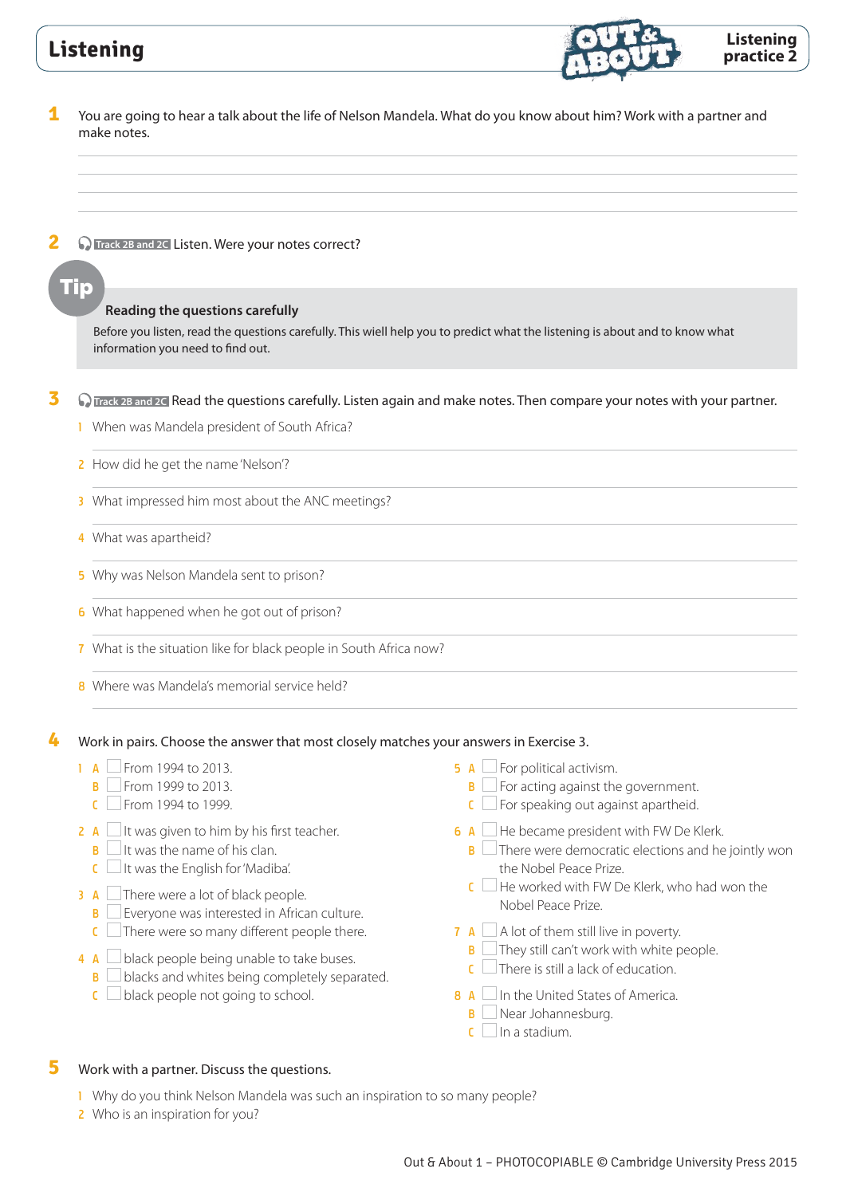# Listening

**Listening practice 2**

**1** You are going to hear a talk about the life of Nelson Mandela. What do you know about him? Work with a partner and make notes.

______________________________________________

______________________________________________

______________________________________________

**2** Track 2B and 2C Listen. Were your notes correct?

> **Tip**
>
> **Reading the questions carefully**
>
> Before you listen, read the questions carefully. This wiell help you to predict what the listening is about and to know what information you need to find out.

**3** Track 2B and 2C Read the questions carefully. Listen again and make notes. Then compare your notes with your partner.

1 When was Mandela president of South Africa?

______________________________________________

2 How did he get the name 'Nelson'?

______________________________________________

3 What impressed him most about the ANC meetings?

______________________________________________

4 What was apartheid?

______________________________________________

5 Why was Nelson Mandela sent to prison?

______________________________________________

6 What happened when he got out of prison?

______________________________________________

7 What is the situation like for black people in South Africa now?

______________________________________________

8 Where was Mandela's memorial service held?

______________________________________________

**4** Work in pairs. Choose the answer that most closely matches your answers in Exercise 3.

1 A ☐ From 1994 to 2013.
  B ☐ From 1999 to 2013.
  C ☐ From 1994 to 1999.

2 A ☐ It was given to him by his first teacher.
  B ☐ It was the name of his clan.
  C ☐ It was the English for 'Madiba'.

3 A ☐ There were a lot of black people.
  B ☐ Everyone was interested in African culture.
  C ☐ There were so many different people there.

4 A ☐ black people being unable to take buses.
  B ☐ blacks and whites being completely separated.
  C ☐ black people not going to school.

5 A ☐ For political activism.
  B ☐ For acting against the government.
  C ☐ For speaking out against apartheid.

6 A ☐ He became president with FW De Klerk.
  B ☐ There were democratic elections and he jointly won the Nobel Peace Prize.
  C ☐ He worked with FW De Klerk, who had won the Nobel Peace Prize.

7 A ☐ A lot of them still live in poverty.
  B ☐ They still can't work with white people.
  C ☐ There is still a lack of education.

8 A ☐ In the United States of America.
  B ☐ Near Johannesburg.
  C ☐ In a stadium.

**5** Work with a partner. Discuss the questions.

1 Why do you think Nelson Mandela was such an inspiration to so many people?
2 Who is an inspiration for you?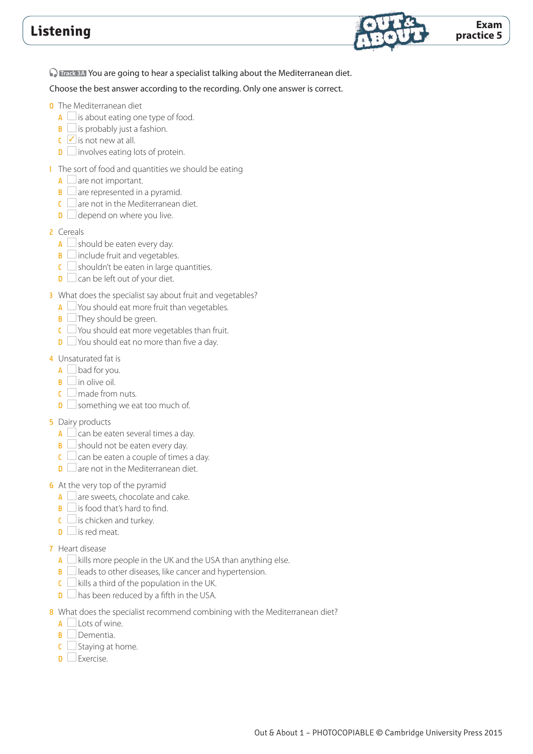# Listening

**Exam practice 5**

Track 3A You are going to hear a specialist talking about the Mediterranean diet.

Choose the best answer according to the recording. Only one answer is correct.

0 The Mediterranean diet
- A ☐ is about eating one type of food.
- B ☐ is probably just a fashion.
- C ☑ is not new at all.
- D ☐ involves eating lots of protein.

1 The sort of food and quantities we should be eating
- A ☐ are not important.
- B ☐ are represented in a pyramid.
- C ☐ are not in the Mediterranean diet.
- D ☐ depend on where you live.

2 Cereals
- A ☐ should be eaten every day.
- B ☐ include fruit and vegetables.
- C ☐ shouldn't be eaten in large quantities.
- D ☐ can be left out of your diet.

3 What does the specialist say about fruit and vegetables?
- A ☐ You should eat more fruit than vegetables.
- B ☐ They should be green.
- C ☐ You should eat more vegetables than fruit.
- D ☐ You should eat no more than five a day.

4 Unsaturated fat is
- A ☐ bad for you.
- B ☐ in olive oil.
- C ☐ made from nuts.
- D ☐ something we eat too much of.

5 Dairy products
- A ☐ can be eaten several times a day.
- B ☐ should not be eaten every day.
- C ☐ can be eaten a couple of times a day.
- D ☐ are not in the Mediterranean diet.

6 At the very top of the pyramid
- A ☐ are sweets, chocolate and cake.
- B ☐ is food that's hard to find.
- C ☐ is chicken and turkey.
- D ☐ is red meat.

7 Heart disease
- A ☐ kills more people in the UK and the USA than anything else.
- B ☐ leads to other diseases, like cancer and hypertension.
- C ☐ kills a third of the population in the UK.
- D ☐ has been reduced by a fifth in the USA.

8 What does the specialist recommend combining with the Mediterranean diet?
- A ☐ Lots of wine.
- B ☐ Dementia.
- C ☐ Staying at home.
- D ☐ Exercise.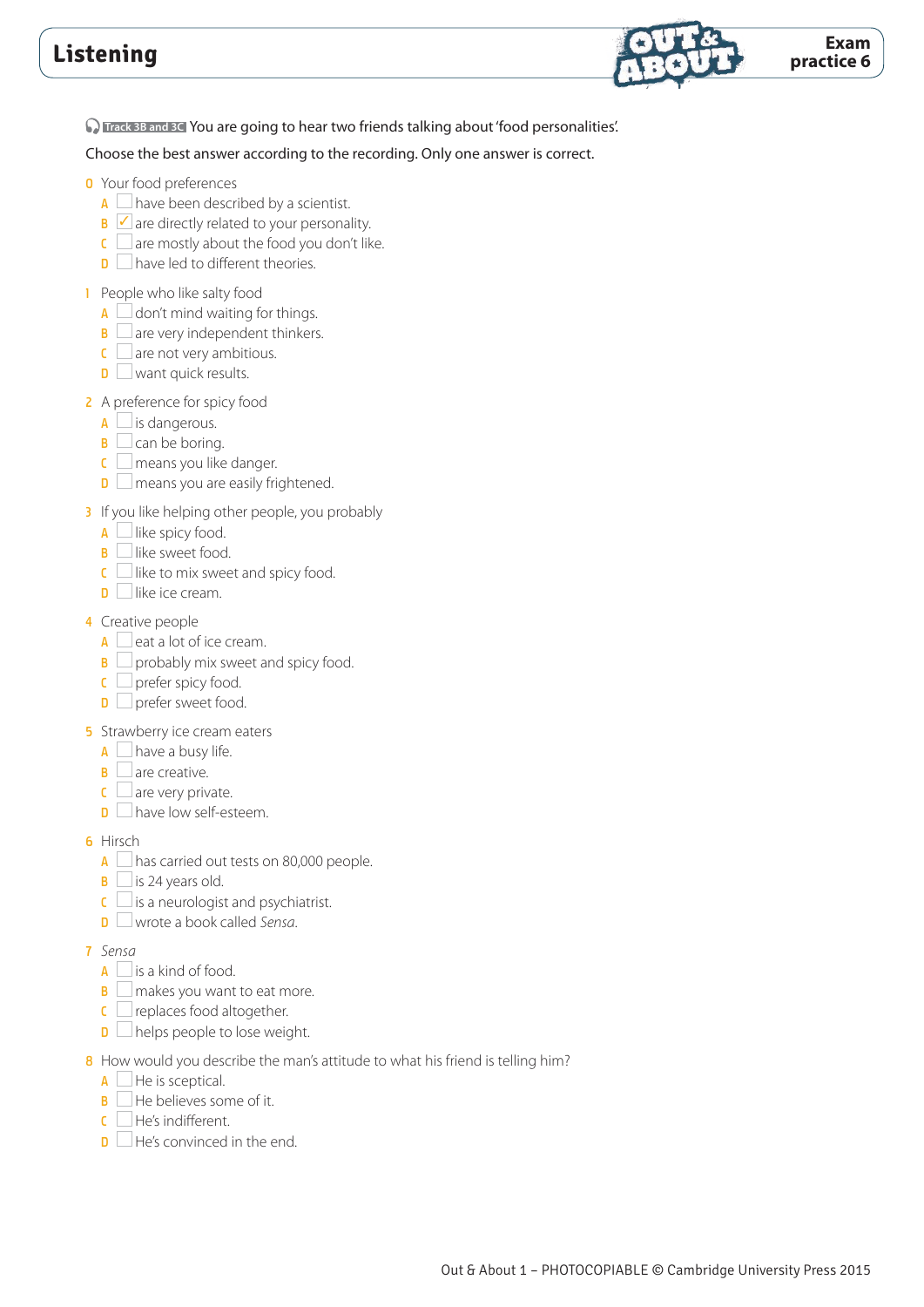# Listening

**Exam practice 6**

Track 3B and 3C You are going to hear two friends talking about 'food personalities'.

Choose the best answer according to the recording. Only one answer is correct.

0 Your food preferences
- A ☐ have been described by a scientist.
- B ☑ are directly related to your personality.
- C ☐ are mostly about the food you don't like.
- D ☐ have led to different theories.

1 People who like salty food
- A ☐ don't mind waiting for things.
- B ☐ are very independent thinkers.
- C ☐ are not very ambitious.
- D ☐ want quick results.

2 A preference for spicy food
- A ☐ is dangerous.
- B ☐ can be boring.
- C ☐ means you like danger.
- D ☐ means you are easily frightened.

3 If you like helping other people, you probably
- A ☐ like spicy food.
- B ☐ like sweet food.
- C ☐ like to mix sweet and spicy food.
- D ☐ like ice cream.

4 Creative people
- A ☐ eat a lot of ice cream.
- B ☐ probably mix sweet and spicy food.
- C ☐ prefer spicy food.
- D ☐ prefer sweet food.

5 Strawberry ice cream eaters
- A ☐ have a busy life.
- B ☐ are creative.
- C ☐ are very private.
- D ☐ have low self-esteem.

6 Hirsch
- A ☐ has carried out tests on 80,000 people.
- B ☐ is 24 years old.
- C ☐ is a neurologist and psychiatrist.
- D ☐ wrote a book called *Sensa*.

7 *Sensa*
- A ☐ is a kind of food.
- B ☐ makes you want to eat more.
- C ☐ replaces food altogether.
- D ☐ helps people to lose weight.

8 How would you describe the man's attitude to what his friend is telling him?
- A ☐ He is sceptical.
- B ☐ He believes some of it.
- C ☐ He's indifferent.
- D ☐ He's convinced in the end.

Out & About 1 – PHOTOCOPIABLE © Cambridge University Press 2015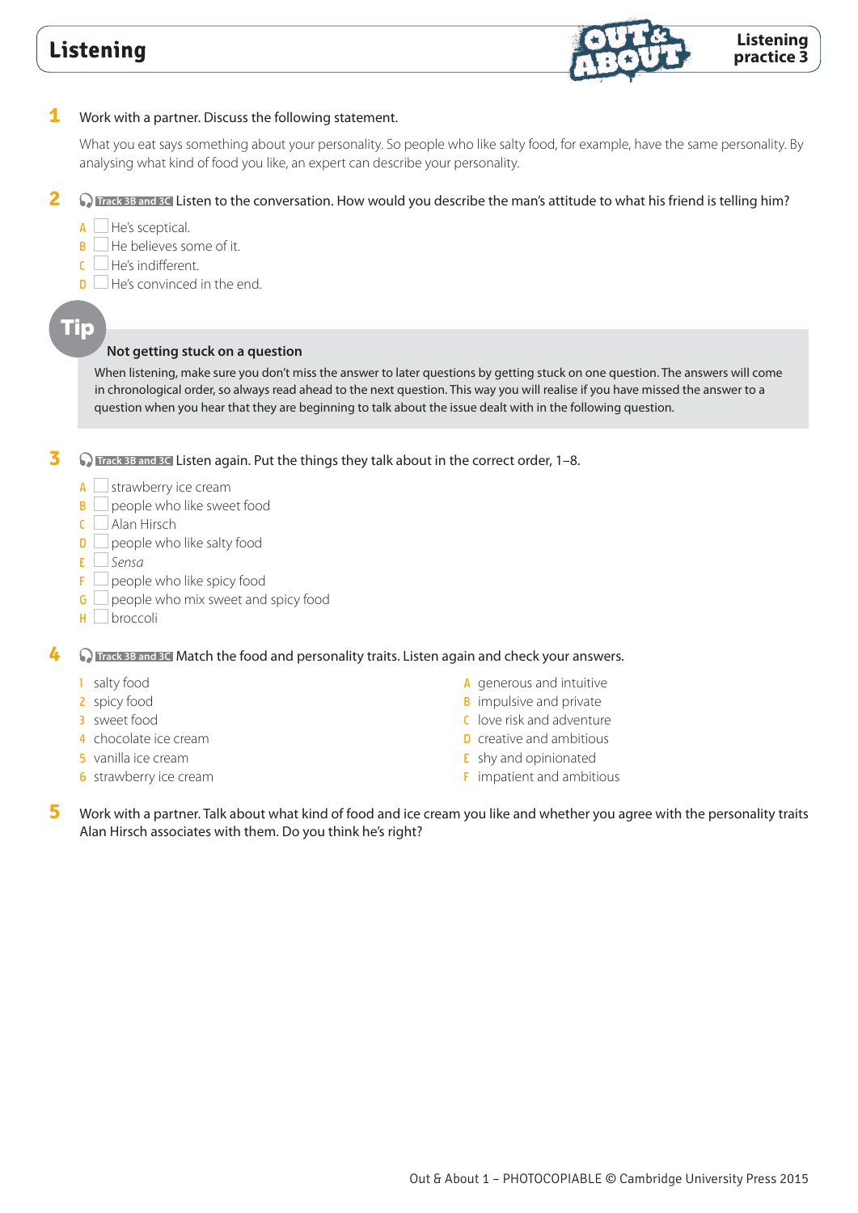# Listening

## Listening practice 3

**1** Work with a partner. Discuss the following statement.

What you eat says something about your personality. So people who like salty food, for example, have the same personality. By analysing what kind of food you like, an expert can describe your personality.

**2** Track 3B and 3C Listen to the conversation. How would you describe the man's attitude to what his friend is telling him?

A ☐ He's sceptical.
B ☐ He believes some of it.
C ☐ He's indifferent.
D ☐ He's convinced in the end.

**Tip**

**Not getting stuck on a question**

When listening, make sure you don't miss the answer to later questions by getting stuck on one question. The answers will come in chronological order, so always read ahead to the next question. This way you will realise if you have missed the answer to a question when you hear that they are beginning to talk about the issue dealt with in the following question.

**3** Track 3B and 3C Listen again. Put the things they talk about in the correct order, 1–8.

A ☐ strawberry ice cream
B ☐ people who like sweet food
C ☐ Alan Hirsch
D ☐ people who like salty food
E ☐ *Sensa*
F ☐ people who like spicy food
G ☐ people who mix sweet and spicy food
H ☐ broccoli

**4** Track 3B and 3C Match the food and personality traits. Listen again and check your answers.

1 salty food
2 spicy food
3 sweet food
4 chocolate ice cream
5 vanilla ice cream
6 strawberry ice cream

A generous and intuitive
B impulsive and private
C love risk and adventure
D creative and ambitious
E shy and opinionated
F impatient and ambitious

**5** Work with a partner. Talk about what kind of food and ice cream you like and whether you agree with the personality traits Alan Hirsch associates with them. Do you think he's right?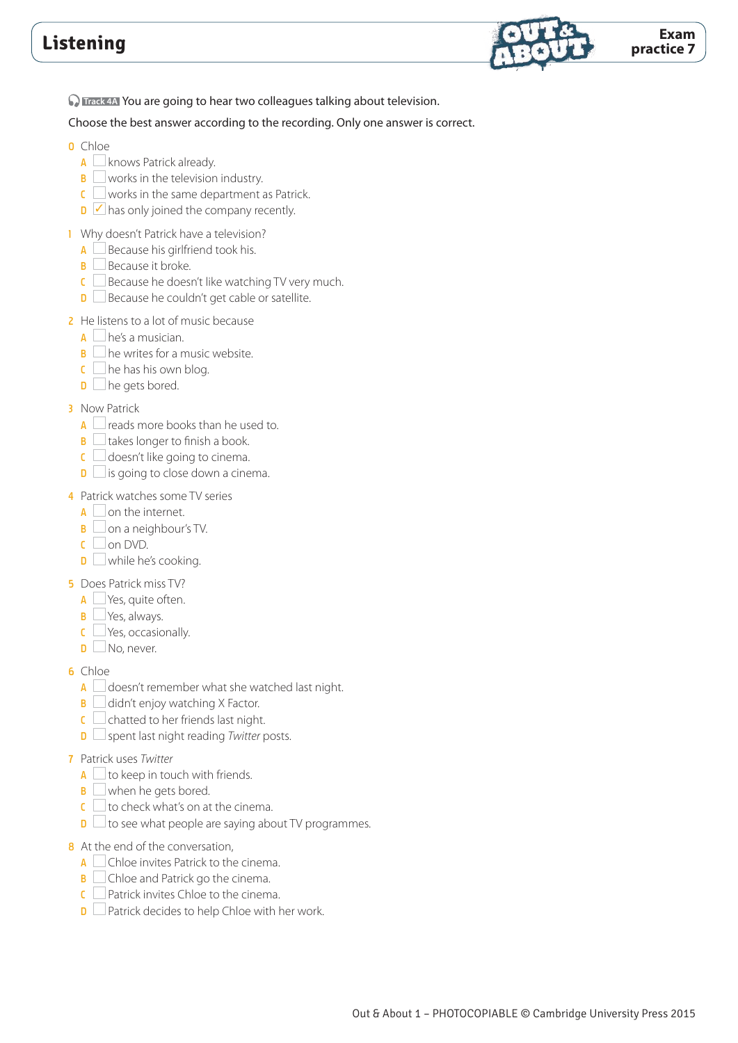# Listening

**Exam practice 7**

Track 4A You are going to hear two colleagues talking about television.

Choose the best answer according to the recording. Only one answer is correct.

0 Chloe
- A ☐ knows Patrick already.
- B ☐ works in the television industry.
- C ☐ works in the same department as Patrick.
- D ☑ has only joined the company recently.

1 Why doesn't Patrick have a television?
- A ☐ Because his girlfriend took his.
- B ☐ Because it broke.
- C ☐ Because he doesn't like watching TV very much.
- D ☐ Because he couldn't get cable or satellite.

2 He listens to a lot of music because
- A ☐ he's a musician.
- B ☐ he writes for a music website.
- C ☐ he has his own blog.
- D ☐ he gets bored.

3 Now Patrick
- A ☐ reads more books than he used to.
- B ☐ takes longer to finish a book.
- C ☐ doesn't like going to cinema.
- D ☐ is going to close down a cinema.

4 Patrick watches some TV series
- A ☐ on the internet.
- B ☐ on a neighbour's TV.
- C ☐ on DVD.
- D ☐ while he's cooking.

5 Does Patrick miss TV?
- A ☐ Yes, quite often.
- B ☐ Yes, always.
- C ☐ Yes, occasionally.
- D ☐ No, never.

6 Chloe
- A ☐ doesn't remember what she watched last night.
- B ☐ didn't enjoy watching X Factor.
- C ☐ chatted to her friends last night.
- D ☐ spent last night reading *Twitter* posts.

7 Patrick uses *Twitter*
- A ☐ to keep in touch with friends.
- B ☐ when he gets bored.
- C ☐ to check what's on at the cinema.
- D ☐ to see what people are saying about TV programmes.

8 At the end of the conversation,
- A ☐ Chloe invites Patrick to the cinema.
- B ☐ Chloe and Patrick go the cinema.
- C ☐ Patrick invites Chloe to the cinema.
- D ☐ Patrick decides to help Chloe with her work.

Out & About 1 – PHOTOCOPIABLE © Cambridge University Press 2015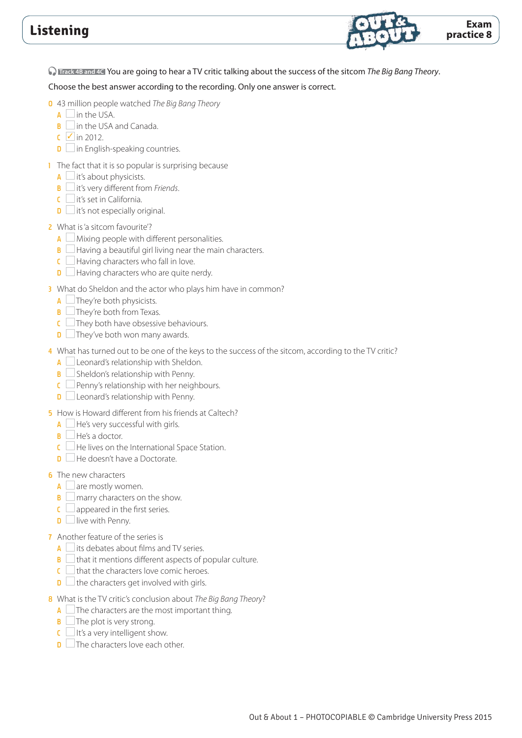# Listening

**Exam practice 8**

Track 4B and 4C You are going to hear a TV critic talking about the success of the sitcom *The Big Bang Theory*.

Choose the best answer according to the recording. Only one answer is correct.

0 43 million people watched *The Big Bang Theory*
- A ☐ in the USA.
- B ☐ in the USA and Canada.
- C ☑ in 2012.
- D ☐ in English-speaking countries.

1 The fact that it is so popular is surprising because
- A ☐ it's about physicists.
- B ☐ it's very different from *Friends*.
- C ☐ it's set in California.
- D ☐ it's not especially original.

2 What is 'a sitcom favourite'?
- A ☐ Mixing people with different personalities.
- B ☐ Having a beautiful girl living near the main characters.
- C ☐ Having characters who fall in love.
- D ☐ Having characters who are quite nerdy.

3 What do Sheldon and the actor who plays him have in common?
- A ☐ They're both physicists.
- B ☐ They're both from Texas.
- C ☐ They both have obsessive behaviours.
- D ☐ They've both won many awards.

4 What has turned out to be one of the keys to the success of the sitcom, according to the TV critic?
- A ☐ Leonard's relationship with Sheldon.
- B ☐ Sheldon's relationship with Penny.
- C ☐ Penny's relationship with her neighbours.
- D ☐ Leonard's relationship with Penny.

5 How is Howard different from his friends at Caltech?
- A ☐ He's very successful with girls.
- B ☐ He's a doctor.
- C ☐ He lives on the International Space Station.
- D ☐ He doesn't have a Doctorate.

6 The new characters
- A ☐ are mostly women.
- B ☐ marry characters on the show.
- C ☐ appeared in the first series.
- D ☐ live with Penny.

7 Another feature of the series is
- A ☐ its debates about films and TV series.
- B ☐ that it mentions different aspects of popular culture.
- C ☐ that the characters love comic heroes.
- D ☐ the characters get involved with girls.

8 What is the TV critic's conclusion about *The Big Bang Theory*?
- A ☐ The characters are the most important thing.
- B ☐ The plot is very strong.
- C ☐ It's a very intelligent show.
- D ☐ The characters love each other.

Out & About 1 – PHOTOCOPIABLE © Cambridge University Press 2015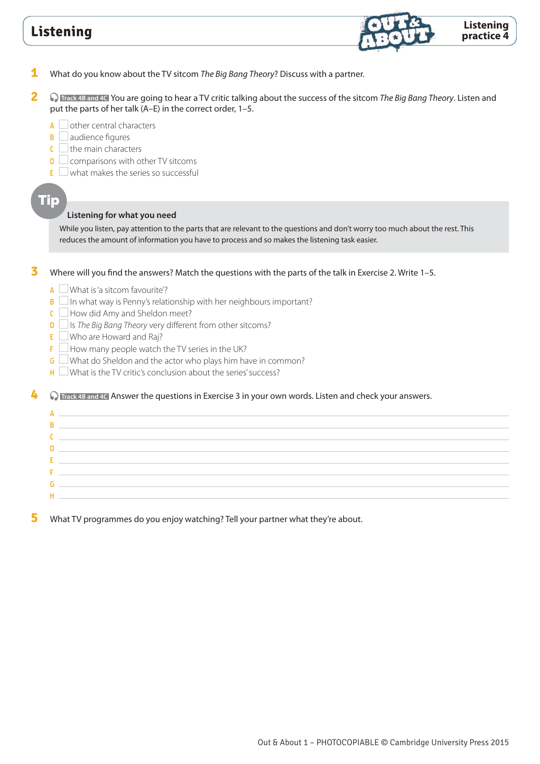# Listening

## Listening practice 4

**1** What do you know about the TV sitcom *The Big Bang Theory*? Discuss with a partner.

**2** Track 4B and 4C You are going to hear a TV critic talking about the success of the sitcom *The Big Bang Theory*. Listen and put the parts of her talk (A–E) in the correct order, 1–5.

A ☐ other central characters
B ☐ audience figures
C ☐ the main characters
D ☐ comparisons with other TV sitcoms
E ☐ what makes the series so successful

**Tip**

**Listening for what you need**

While you listen, pay attention to the parts that are relevant to the questions and don't worry too much about the rest. This reduces the amount of information you have to process and so makes the listening task easier.

**3** Where will you find the answers? Match the questions with the parts of the talk in Exercise 2. Write 1–5.

A ☐ What is 'a sitcom favourite'?
B ☐ In what way is Penny's relationship with her neighbours important?
C ☐ How did Amy and Sheldon meet?
D ☐ Is *The Big Bang Theory* very different from other sitcoms?
E ☐ Who are Howard and Raj?
F ☐ How many people watch the TV series in the UK?
G ☐ What do Sheldon and the actor who plays him have in common?
H ☐ What is the TV critic's conclusion about the series' success?

**4** Track 4B and 4C Answer the questions in Exercise 3 in your own words. Listen and check your answers.

A ______________________________
B ______________________________
C ______________________________
D ______________________________
E ______________________________
F ______________________________
G ______________________________
H ______________________________

**5** What TV programmes do you enjoy watching? Tell your partner what they're about.

Out & About 1 – PHOTOCOPIABLE © Cambridge University Press 2015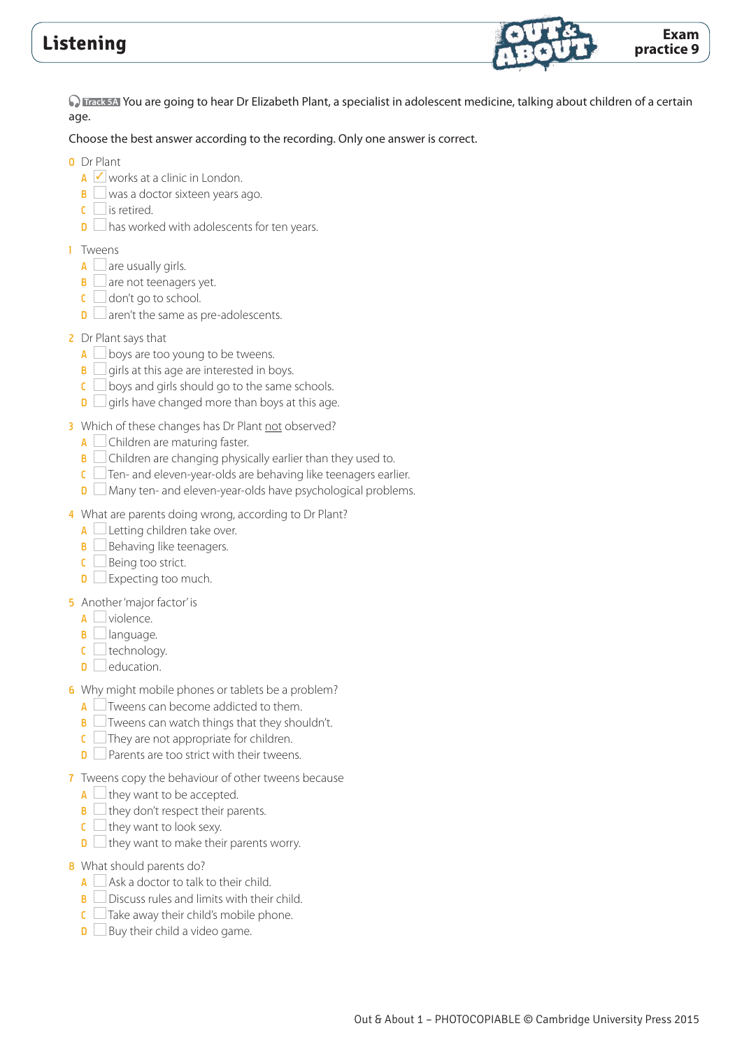# Listening

**Exam practice 9**

Track 5A You are going to hear Dr Elizabeth Plant, a specialist in adolescent medicine, talking about children of a certain age.

Choose the best answer according to the recording. Only one answer is correct.

0 Dr Plant
- A ☑ works at a clinic in London.
- B ☐ was a doctor sixteen years ago.
- C ☐ is retired.
- D ☐ has worked with adolescents for ten years.

1 Tweens
- A ☐ are usually girls.
- B ☐ are not teenagers yet.
- C ☐ don't go to school.
- D ☐ aren't the same as pre-adolescents.

2 Dr Plant says that
- A ☐ boys are too young to be tweens.
- B ☐ girls at this age are interested in boys.
- C ☐ boys and girls should go to the same schools.
- D ☐ girls have changed more than boys at this age.

3 Which of these changes has Dr Plant not observed?
- A ☐ Children are maturing faster.
- B ☐ Children are changing physically earlier than they used to.
- C ☐ Ten- and eleven-year-olds are behaving like teenagers earlier.
- D ☐ Many ten- and eleven-year-olds have psychological problems.

4 What are parents doing wrong, according to Dr Plant?
- A ☐ Letting children take over.
- B ☐ Behaving like teenagers.
- C ☐ Being too strict.
- D ☐ Expecting too much.

5 Another 'major factor' is
- A ☐ violence.
- B ☐ language.
- C ☐ technology.
- D ☐ education.

6 Why might mobile phones or tablets be a problem?
- A ☐ Tweens can become addicted to them.
- B ☐ Tweens can watch things that they shouldn't.
- C ☐ They are not appropriate for children.
- D ☐ Parents are too strict with their tweens.

7 Tweens copy the behaviour of other tweens because
- A ☐ they want to be accepted.
- B ☐ they don't respect their parents.
- C ☐ they want to look sexy.
- D ☐ they want to make their parents worry.

8 What should parents do?
- A ☐ Ask a doctor to talk to their child.
- B ☐ Discuss rules and limits with their child.
- C ☐ Take away their child's mobile phone.
- D ☐ Buy their child a video game.

Out & About 1 – PHOTOCOPIABLE © Cambridge University Press 2015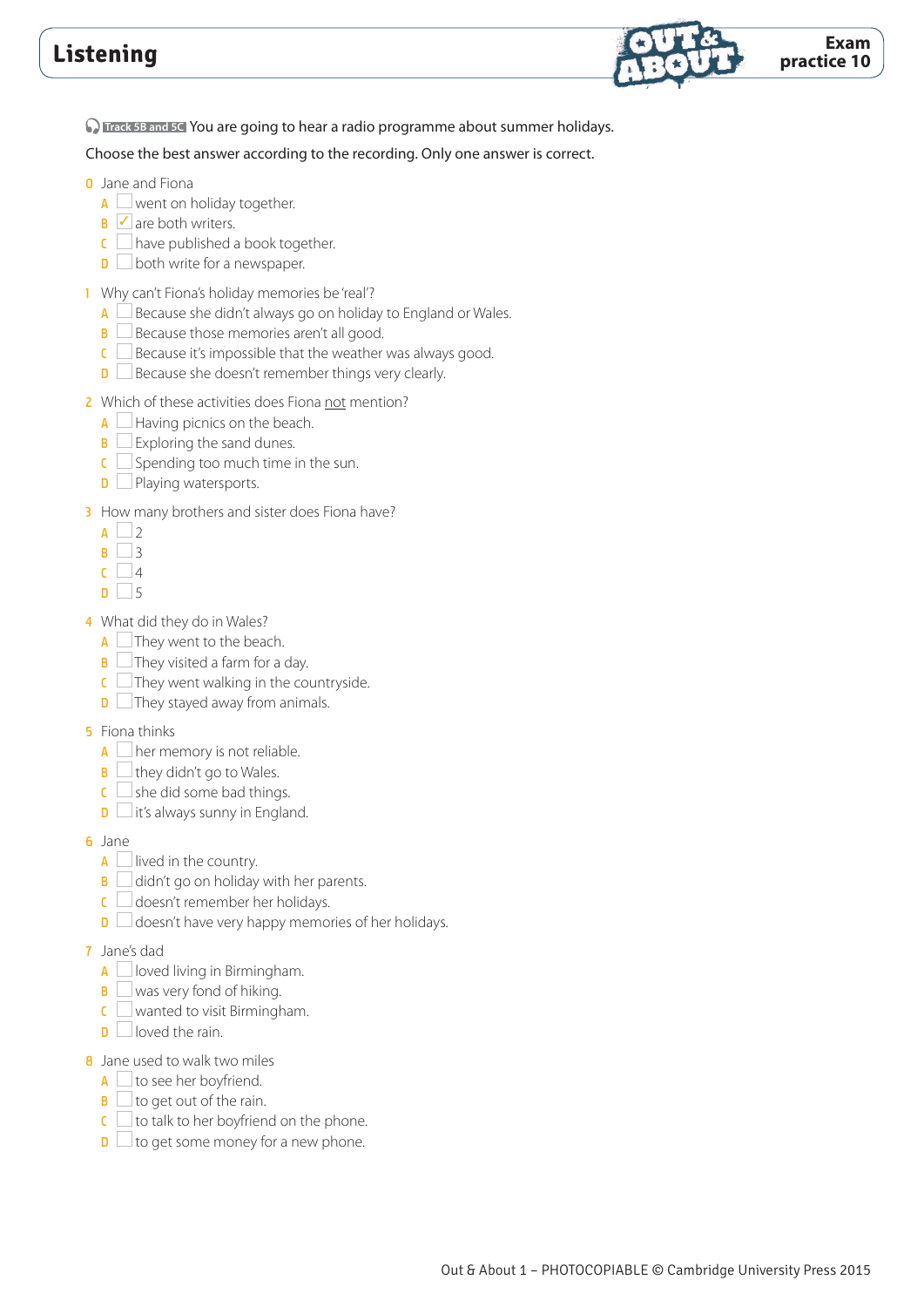# Listening

**Exam practice 10**

Track 5B and 5C You are going to hear a radio programme about summer holidays.

Choose the best answer according to the recording. Only one answer is correct.

0 Jane and Fiona
- A ☐ went on holiday together.
- B ☑ are both writers.
- C ☐ have published a book together.
- D ☐ both write for a newspaper.

1 Why can't Fiona's holiday memories be 'real'?
- A ☐ Because she didn't always go on holiday to England or Wales.
- B ☐ Because those memories aren't all good.
- C ☐ Because it's impossible that the weather was always good.
- D ☐ Because she doesn't remember things very clearly.

2 Which of these activities does Fiona not mention?
- A ☐ Having picnics on the beach.
- B ☐ Exploring the sand dunes.
- C ☐ Spending too much time in the sun.
- D ☐ Playing watersports.

3 How many brothers and sister does Fiona have?
- A ☐ 2
- B ☐ 3
- C ☐ 4
- D ☐ 5

4 What did they do in Wales?
- A ☐ They went to the beach.
- B ☐ They visited a farm for a day.
- C ☐ They went walking in the countryside.
- D ☐ They stayed away from animals.

5 Fiona thinks
- A ☐ her memory is not reliable.
- B ☐ they didn't go to Wales.
- C ☐ she did some bad things.
- D ☐ it's always sunny in England.

6 Jane
- A ☐ lived in the country.
- B ☐ didn't go on holiday with her parents.
- C ☐ doesn't remember her holidays.
- D ☐ doesn't have very happy memories of her holidays.

7 Jane's dad
- A ☐ loved living in Birmingham.
- B ☐ was very fond of hiking.
- C ☐ wanted to visit Birmingham.
- D ☐ loved the rain.

8 Jane used to walk two miles
- A ☐ to see her boyfriend.
- B ☐ to get out of the rain.
- C ☐ to talk to her boyfriend on the phone.
- D ☐ to get some money for a new phone.

Out & About 1 – PHOTOCOPIABLE © Cambridge University Press 2015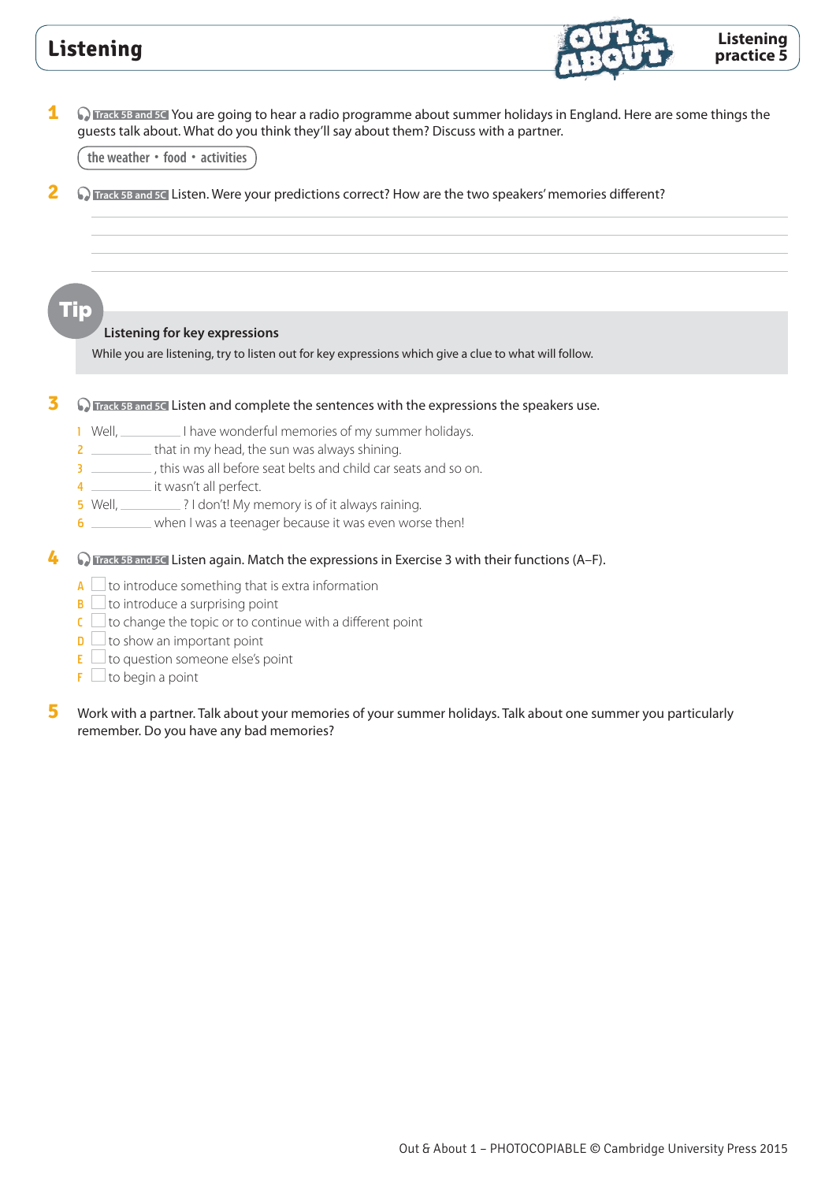# Listening

**Listening practice 5**

**1** Track 5B and 5C You are going to hear a radio programme about summer holidays in England. Here are some things the guests talk about. What do you think they'll say about them? Discuss with a partner.

the weather • food • activities

**2** Track 5B and 5C Listen. Were your predictions correct? How are the two speakers' memories different?

_______________________________________________

_______________________________________________

_______________________________________________

_______________________________________________

**Tip**

**Listening for key expressions**

While you are listening, try to listen out for key expressions which give a clue to what will follow.

**3** Track 5B and 5C Listen and complete the sentences with the expressions the speakers use.

1. Well, __________ I have wonderful memories of my summer holidays.
2. __________ that in my head, the sun was always shining.
3. __________ , this was all before seat belts and child car seats and so on.
4. __________ it wasn't all perfect.
5. Well, __________ ? I don't! My memory is of it always raining.
6. __________ when I was a teenager because it was even worse then!

**4** Track 5B and 5C Listen again. Match the expressions in Exercise 3 with their functions (A–F).

- A ☐ to introduce something that is extra information
- B ☐ to introduce a surprising point
- C ☐ to change the topic or to continue with a different point
- D ☐ to show an important point
- E ☐ to question someone else's point
- F ☐ to begin a point

**5** Work with a partner. Talk about your memories of your summer holidays. Talk about one summer you particularly remember. Do you have any bad memories?

Out & About 1 – PHOTOCOPIABLE © Cambridge University Press 2015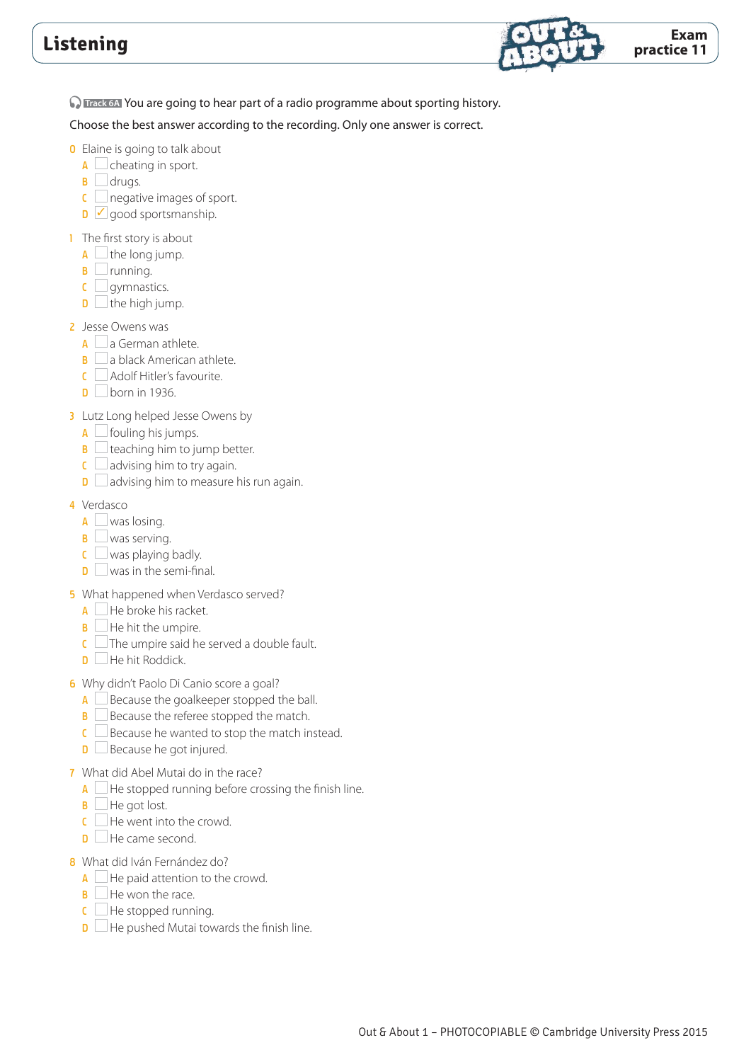# Listening

**Exam practice 11**

Track 6A You are going to hear part of a radio programme about sporting history.

Choose the best answer according to the recording. Only one answer is correct.

0 Elaine is going to talk about
- A ☐ cheating in sport.
- B ☐ drugs.
- C ☐ negative images of sport.
- D ☑ good sportsmanship.

1 The first story is about
- A ☐ the long jump.
- B ☐ running.
- C ☐ gymnastics.
- D ☐ the high jump.

2 Jesse Owens was
- A ☐ a German athlete.
- B ☐ a black American athlete.
- C ☐ Adolf Hitler's favourite.
- D ☐ born in 1936.

3 Lutz Long helped Jesse Owens by
- A ☐ fouling his jumps.
- B ☐ teaching him to jump better.
- C ☐ advising him to try again.
- D ☐ advising him to measure his run again.

4 Verdasco
- A ☐ was losing.
- B ☐ was serving.
- C ☐ was playing badly.
- D ☐ was in the semi-final.

5 What happened when Verdasco served?
- A ☐ He broke his racket.
- B ☐ He hit the umpire.
- C ☐ The umpire said he served a double fault.
- D ☐ He hit Roddick.

6 Why didn't Paolo Di Canio score a goal?
- A ☐ Because the goalkeeper stopped the ball.
- B ☐ Because the referee stopped the match.
- C ☐ Because he wanted to stop the match instead.
- D ☐ Because he got injured.

7 What did Abel Mutai do in the race?
- A ☐ He stopped running before crossing the finish line.
- B ☐ He got lost.
- C ☐ He went into the crowd.
- D ☐ He came second.

8 What did Iván Fernández do?
- A ☐ He paid attention to the crowd.
- B ☐ He won the race.
- C ☐ He stopped running.
- D ☐ He pushed Mutai towards the finish line.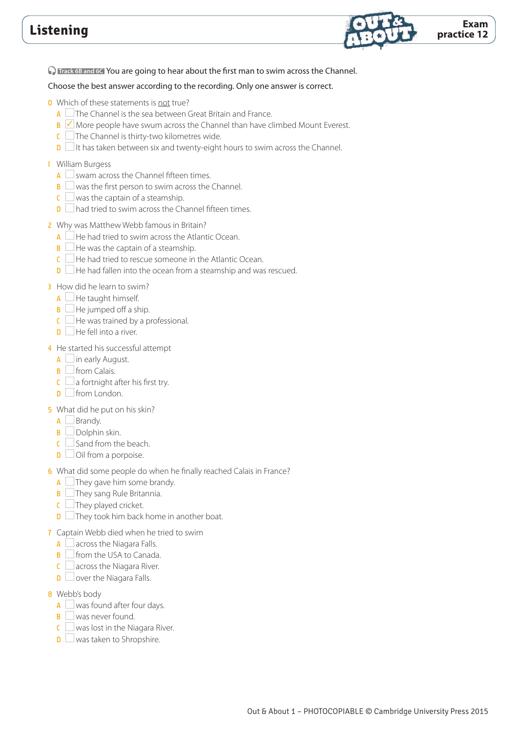# Listening

**Exam practice 12**

Track 6B and 6C You are going to hear about the first man to swim across the Channel.

Choose the best answer according to the recording. Only one answer is correct.

0 Which of these statements is <u>not</u> true?
- A ☐ The Channel is the sea between Great Britain and France.
- B ☑ More people have swum across the Channel than have climbed Mount Everest.
- C ☐ The Channel is thirty-two kilometres wide.
- D ☐ It has taken between six and twenty-eight hours to swim across the Channel.

1 William Burgess
- A ☐ swam across the Channel fifteen times.
- B ☐ was the first person to swim across the Channel.
- C ☐ was the captain of a steamship.
- D ☐ had tried to swim across the Channel fifteen times.

2 Why was Matthew Webb famous in Britain?
- A ☐ He had tried to swim across the Atlantic Ocean.
- B ☐ He was the captain of a steamship.
- C ☐ He had tried to rescue someone in the Atlantic Ocean.
- D ☐ He had fallen into the ocean from a steamship and was rescued.

3 How did he learn to swim?
- A ☐ He taught himself.
- B ☐ He jumped off a ship.
- C ☐ He was trained by a professional.
- D ☐ He fell into a river.

4 He started his successful attempt
- A ☐ in early August.
- B ☐ from Calais.
- C ☐ a fortnight after his first try.
- D ☐ from London.

5 What did he put on his skin?
- A ☐ Brandy.
- B ☐ Dolphin skin.
- C ☐ Sand from the beach.
- D ☐ Oil from a porpoise.

6 What did some people do when he finally reached Calais in France?
- A ☐ They gave him some brandy.
- B ☐ They sang Rule Britannia.
- C ☐ They played cricket.
- D ☐ They took him back home in another boat.

7 Captain Webb died when he tried to swim
- A ☐ across the Niagara Falls.
- B ☐ from the USA to Canada.
- C ☐ across the Niagara River.
- D ☐ over the Niagara Falls.

8 Webb's body
- A ☐ was found after four days.
- B ☐ was never found.
- C ☐ was lost in the Niagara River.
- D ☐ was taken to Shropshire.

Out & About 1 – PHOTOCOPIABLE © Cambridge University Press 2015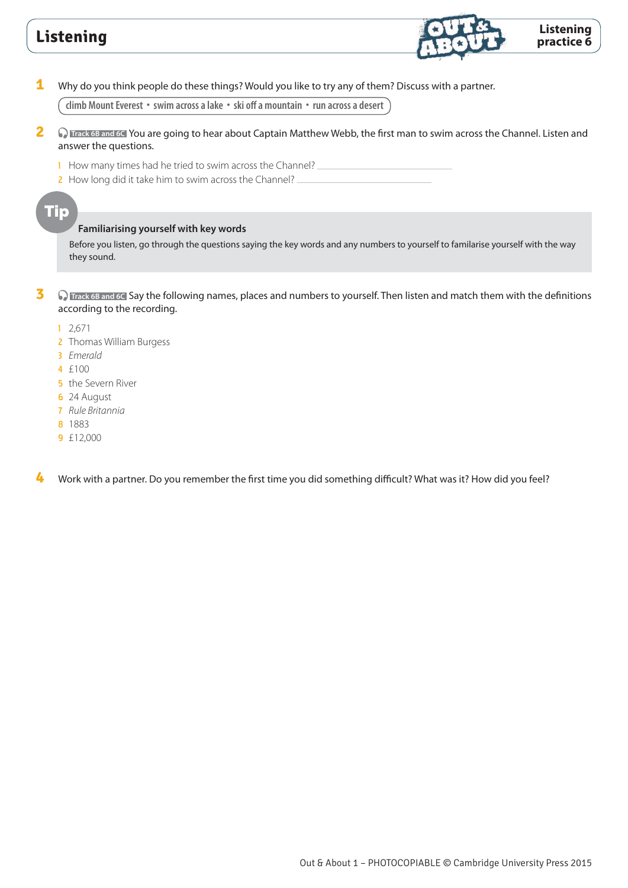# Listening

**Listening practice 6**

**1** Why do you think people do these things? Would you like to try any of them? Discuss with a partner.

climb Mount Everest • swim across a lake • ski off a mountain • run across a desert

**2** Track 6B and 6C You are going to hear about Captain Matthew Webb, the first man to swim across the Channel. Listen and answer the questions.

1 How many times had he tried to swim across the Channel? \_\_\_\_\_\_\_\_\_\_\_\_\_\_\_\_\_\_\_\_\_\_\_\_\_\_\_\_

2 How long did it take him to swim across the Channel? \_\_\_\_\_\_\_\_\_\_\_\_\_\_\_\_\_\_\_\_\_\_\_\_\_\_\_\_

**Tip**

**Familiarising yourself with key words**

Before you listen, go through the questions saying the key words and any numbers to yourself to familarise yourself with the way they sound.

**3** Track 6B and 6C Say the following names, places and numbers to yourself. Then listen and match them with the definitions according to the recording.

1 2,671
2 Thomas William Burgess
3 *Emerald*
4 £100
5 the Severn River
6 24 August
7 *Rule Britannia*
8 1883
9 £12,000

**4** Work with a partner. Do you remember the first time you did something difficult? What was it? How did you feel?

Out & About 1 – PHOTOCOPIABLE © Cambridge University Press 2015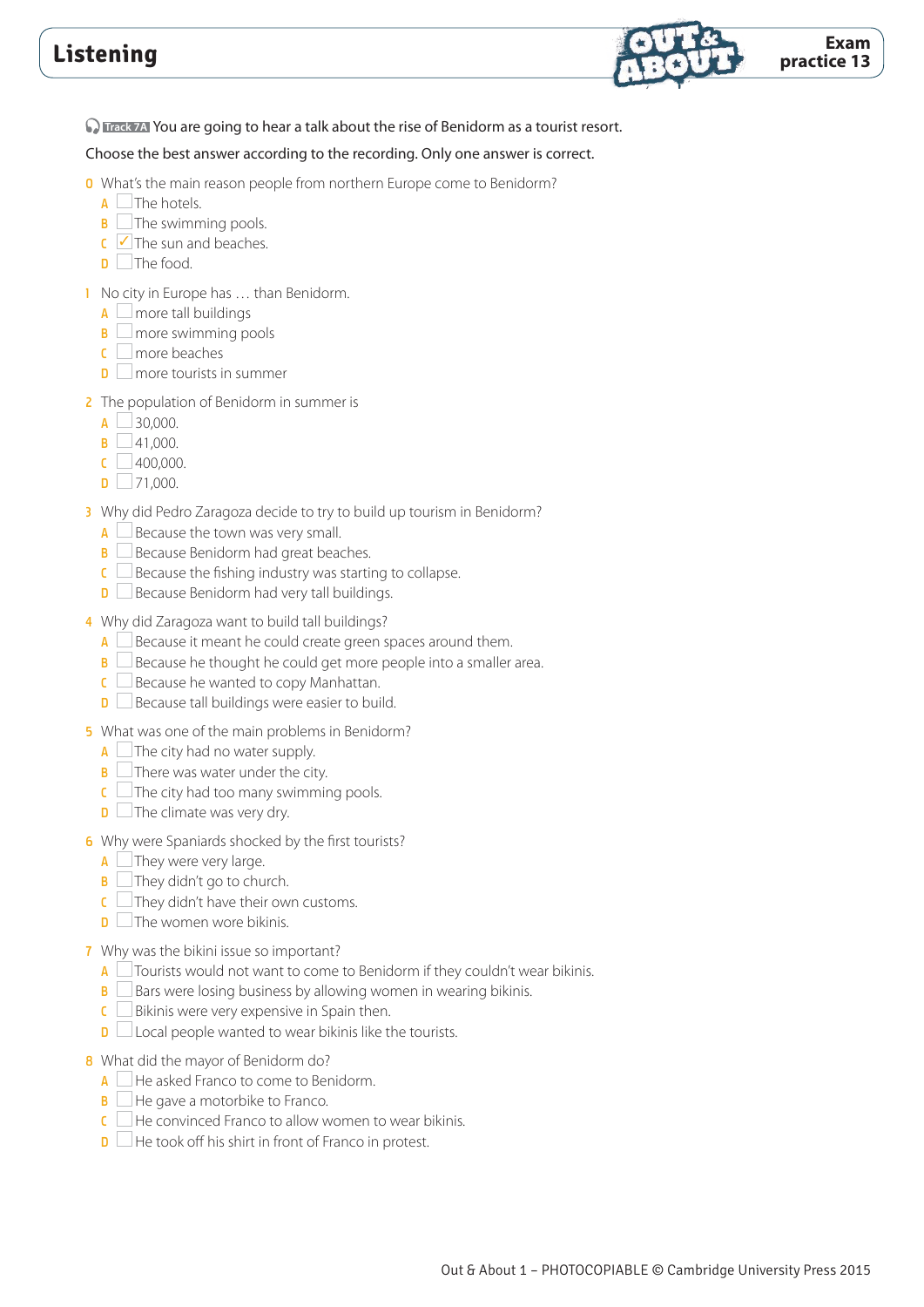# Listening

**Exam practice 13**

Track 7A You are going to hear a talk about the rise of Benidorm as a tourist resort.

Choose the best answer according to the recording. Only one answer is correct.

0 What's the main reason people from northern Europe come to Benidorm?
- A ☐ The hotels.
- B ☐ The swimming pools.
- C ☑ The sun and beaches.
- D ☐ The food.

1 No city in Europe has … than Benidorm.
- A ☐ more tall buildings
- B ☐ more swimming pools
- C ☐ more beaches
- D ☐ more tourists in summer

2 The population of Benidorm in summer is
- A ☐ 30,000.
- B ☐ 41,000.
- C ☐ 400,000.
- D ☐ 71,000.

3 Why did Pedro Zaragoza decide to try to build up tourism in Benidorm?
- A ☐ Because the town was very small.
- B ☐ Because Benidorm had great beaches.
- C ☐ Because the fishing industry was starting to collapse.
- D ☐ Because Benidorm had very tall buildings.

4 Why did Zaragoza want to build tall buildings?
- A ☐ Because it meant he could create green spaces around them.
- B ☐ Because he thought he could get more people into a smaller area.
- C ☐ Because he wanted to copy Manhattan.
- D ☐ Because tall buildings were easier to build.

5 What was one of the main problems in Benidorm?
- A ☐ The city had no water supply.
- B ☐ There was water under the city.
- C ☐ The city had too many swimming pools.
- D ☐ The climate was very dry.

6 Why were Spaniards shocked by the first tourists?
- A ☐ They were very large.
- B ☐ They didn't go to church.
- C ☐ They didn't have their own customs.
- D ☐ The women wore bikinis.

7 Why was the bikini issue so important?
- A ☐ Tourists would not want to come to Benidorm if they couldn't wear bikinis.
- B ☐ Bars were losing business by allowing women in wearing bikinis.
- C ☐ Bikinis were very expensive in Spain then.
- D ☐ Local people wanted to wear bikinis like the tourists.

8 What did the mayor of Benidorm do?
- A ☐ He asked Franco to come to Benidorm.
- B ☐ He gave a motorbike to Franco.
- C ☐ He convinced Franco to allow women to wear bikinis.
- D ☐ He took off his shirt in front of Franco in protest.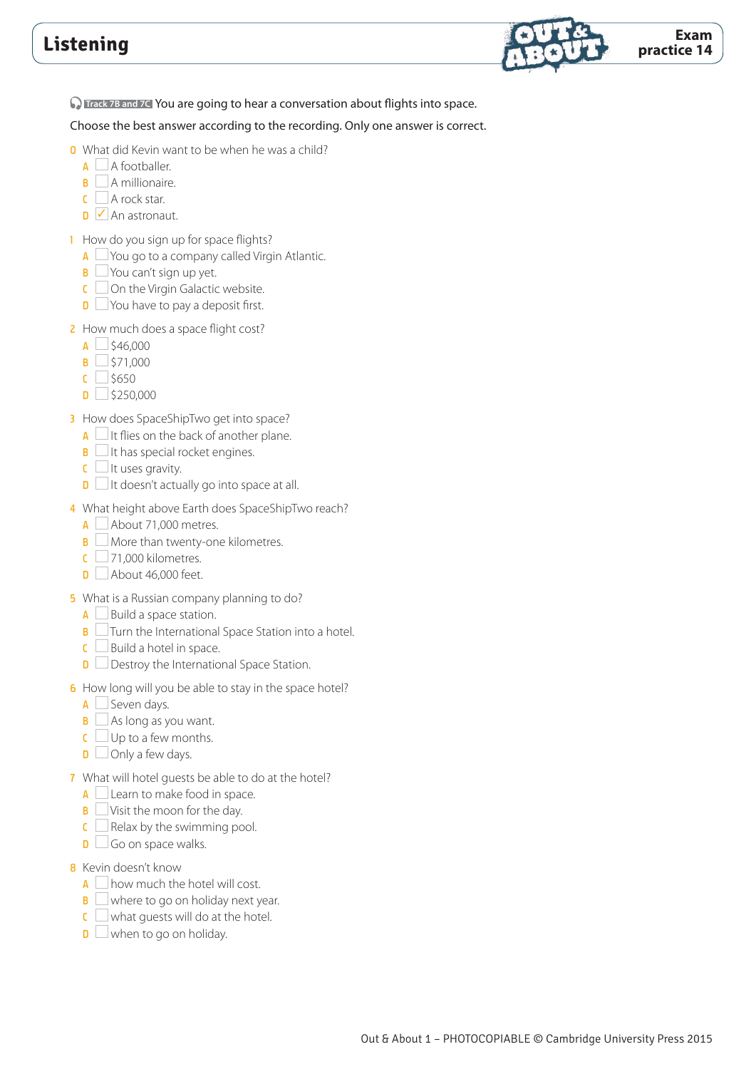# Listening

**Exam practice 14**

Track 7B and 7C You are going to hear a conversation about flights into space.

Choose the best answer according to the recording. Only one answer is correct.

0 What did Kevin want to be when he was a child?
- A ☐ A footballer.
- B ☐ A millionaire.
- C ☐ A rock star.
- D ☑ An astronaut.

1 How do you sign up for space flights?
- A ☐ You go to a company called Virgin Atlantic.
- B ☐ You can't sign up yet.
- C ☐ On the Virgin Galactic website.
- D ☐ You have to pay a deposit first.

2 How much does a space flight cost?
- A ☐ $46,000
- B ☐ $71,000
- C ☐ $650
- D ☐ $250,000

3 How does SpaceShipTwo get into space?
- A ☐ It flies on the back of another plane.
- B ☐ It has special rocket engines.
- C ☐ It uses gravity.
- D ☐ It doesn't actually go into space at all.

4 What height above Earth does SpaceShipTwo reach?
- A ☐ About 71,000 metres.
- B ☐ More than twenty-one kilometres.
- C ☐ 71,000 kilometres.
- D ☐ About 46,000 feet.

5 What is a Russian company planning to do?
- A ☐ Build a space station.
- B ☐ Turn the International Space Station into a hotel.
- C ☐ Build a hotel in space.
- D ☐ Destroy the International Space Station.

6 How long will you be able to stay in the space hotel?
- A ☐ Seven days.
- B ☐ As long as you want.
- C ☐ Up to a few months.
- D ☐ Only a few days.

7 What will hotel guests be able to do at the hotel?
- A ☐ Learn to make food in space.
- B ☐ Visit the moon for the day.
- C ☐ Relax by the swimming pool.
- D ☐ Go on space walks.

8 Kevin doesn't know
- A ☐ how much the hotel will cost.
- B ☐ where to go on holiday next year.
- C ☐ what guests will do at the hotel.
- D ☐ when to go on holiday.

Out & About 1 – PHOTOCOPIABLE © Cambridge University Press 2015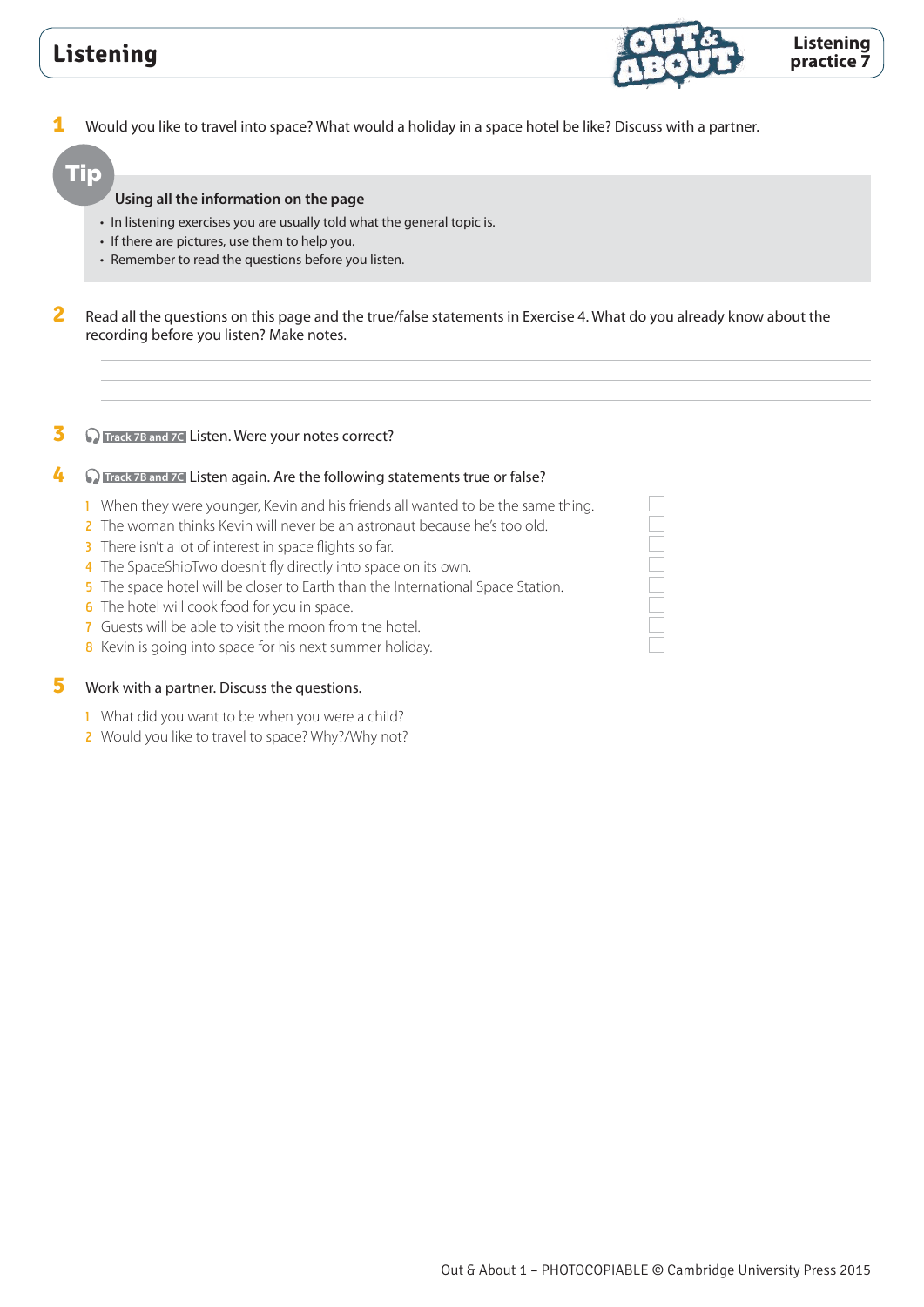# Listening

**Listening practice 7**

**1** Would you like to travel into space? What would a holiday in a space hotel be like? Discuss with a partner.

**Tip**

**Using all the information on the page**

- In listening exercises you are usually told what the general topic is.
- If there are pictures, use them to help you.
- Remember to read the questions before you listen.

**2** Read all the questions on this page and the true/false statements in Exercise 4. What do you already know about the recording before you listen? Make notes.

______________________________________________

______________________________________________

______________________________________________

**3** Track 7B and 7C Listen. Were your notes correct?

**4** Track 7B and 7C Listen again. Are the following statements true or false?

1. When they were younger, Kevin and his friends all wanted to be the same thing. ☐
2. The woman thinks Kevin will never be an astronaut because he's too old. ☐
3. There isn't a lot of interest in space flights so far. ☐
4. The SpaceShipTwo doesn't fly directly into space on its own. ☐
5. The space hotel will be closer to Earth than the International Space Station. ☐
6. The hotel will cook food for you in space. ☐
7. Guests will be able to visit the moon from the hotel. ☐
8. Kevin is going into space for his next summer holiday. ☐

**5** Work with a partner. Discuss the questions.

1. What did you want to be when you were a child?
2. Would you like to travel to space? Why?/Why not?

Out & About 1 – PHOTOCOPIABLE © Cambridge University Press 2015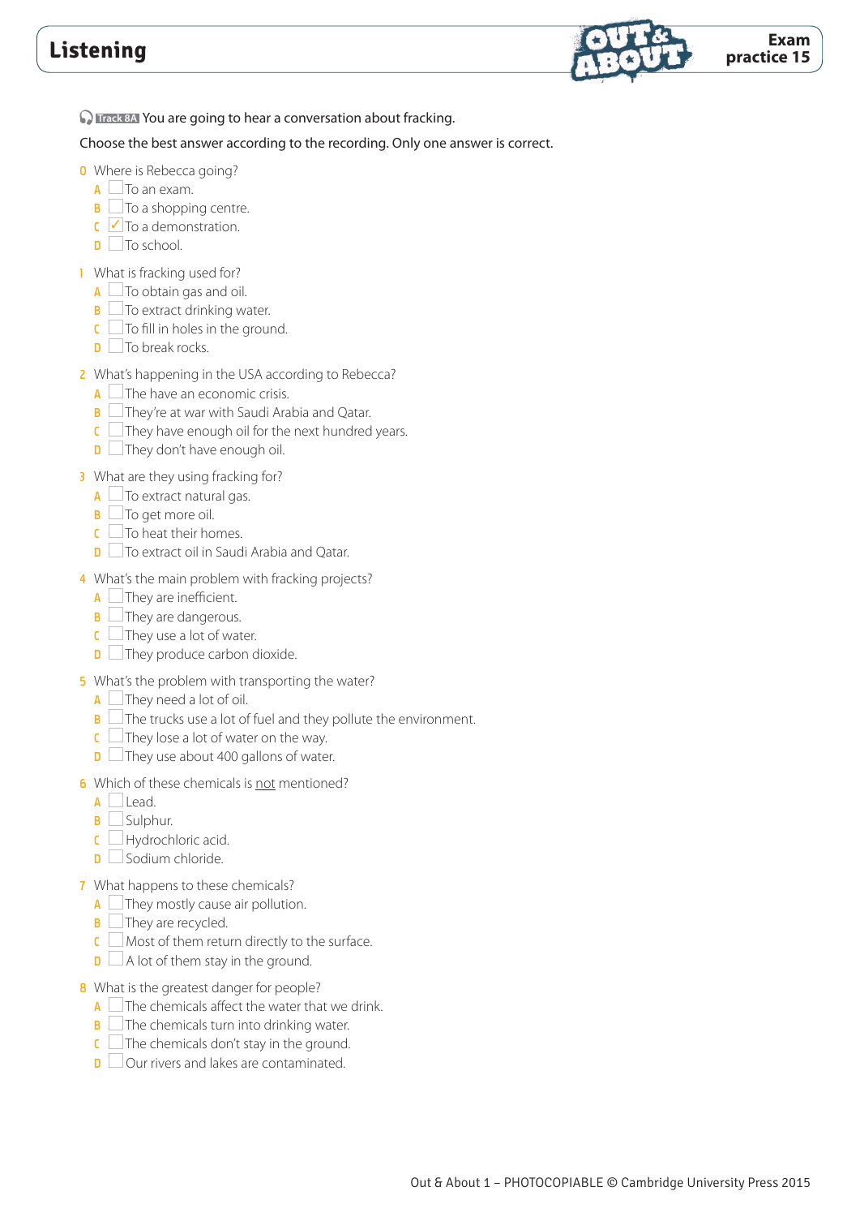# Listening

**Exam practice 15**

Track 8A You are going to hear a conversation about fracking.

Choose the best answer according to the recording. Only one answer is correct.

**0** Where is Rebecca going?
- A ☐ To an exam.
- B ☐ To a shopping centre.
- C ☑ To a demonstration.
- D ☐ To school.

**1** What is fracking used for?
- A ☐ To obtain gas and oil.
- B ☐ To extract drinking water.
- C ☐ To fill in holes in the ground.
- D ☐ To break rocks.

**2** What's happening in the USA according to Rebecca?
- A ☐ The have an economic crisis.
- B ☐ They're at war with Saudi Arabia and Qatar.
- C ☐ They have enough oil for the next hundred years.
- D ☐ They don't have enough oil.

**3** What are they using fracking for?
- A ☐ To extract natural gas.
- B ☐ To get more oil.
- C ☐ To heat their homes.
- D ☐ To extract oil in Saudi Arabia and Qatar.

**4** What's the main problem with fracking projects?
- A ☐ They are inefficient.
- B ☐ They are dangerous.
- C ☐ They use a lot of water.
- D ☐ They produce carbon dioxide.

**5** What's the problem with transporting the water?
- A ☐ They need a lot of oil.
- B ☐ The trucks use a lot of fuel and they pollute the environment.
- C ☐ They lose a lot of water on the way.
- D ☐ They use about 400 gallons of water.

**6** Which of these chemicals is not mentioned?
- A ☐ Lead.
- B ☐ Sulphur.
- C ☐ Hydrochloric acid.
- D ☐ Sodium chloride.

**7** What happens to these chemicals?
- A ☐ They mostly cause air pollution.
- B ☐ They are recycled.
- C ☐ Most of them return directly to the surface.
- D ☐ A lot of them stay in the ground.

**8** What is the greatest danger for people?
- A ☐ The chemicals affect the water that we drink.
- B ☐ The chemicals turn into drinking water.
- C ☐ The chemicals don't stay in the ground.
- D ☐ Our rivers and lakes are contaminated.

Out & About 1 – PHOTOCOPIABLE © Cambridge University Press 2015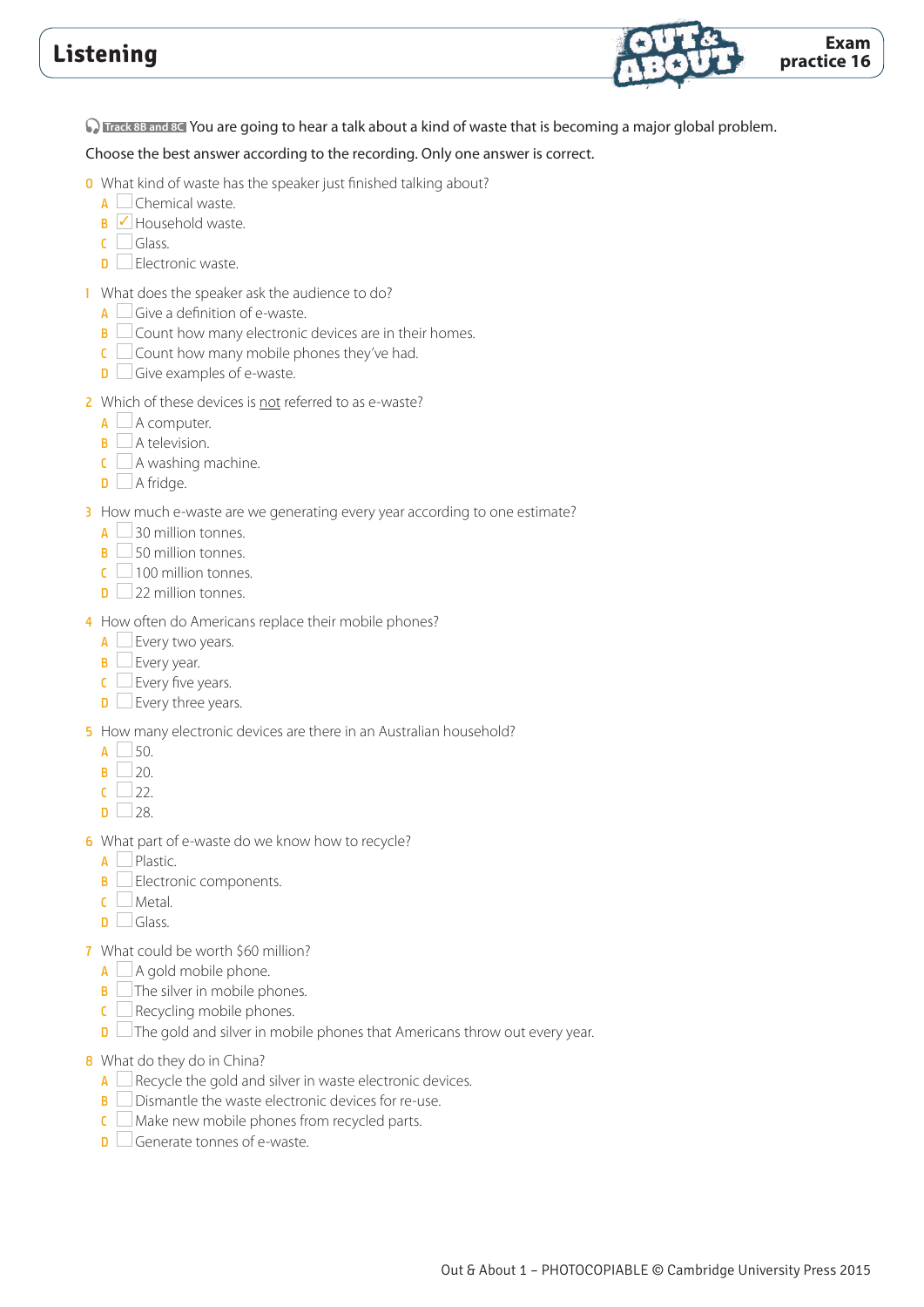# Listening

**Exam practice 16**

Track 8B and 8C You are going to hear a talk about a kind of waste that is becoming a major global problem.

Choose the best answer according to the recording. Only one answer is correct.

0 What kind of waste has the speaker just finished talking about?
- A ☐ Chemical waste.
- B ☑ Household waste.
- C ☐ Glass.
- D ☐ Electronic waste.

1 What does the speaker ask the audience to do?
- A ☐ Give a definition of e-waste.
- B ☐ Count how many electronic devices are in their homes.
- C ☐ Count how many mobile phones they've had.
- D ☐ Give examples of e-waste.

2 Which of these devices is not referred to as e-waste?
- A ☐ A computer.
- B ☐ A television.
- C ☐ A washing machine.
- D ☐ A fridge.

3 How much e-waste are we generating every year according to one estimate?
- A ☐ 30 million tonnes.
- B ☐ 50 million tonnes.
- C ☐ 100 million tonnes.
- D ☐ 22 million tonnes.

4 How often do Americans replace their mobile phones?
- A ☐ Every two years.
- B ☐ Every year.
- C ☐ Every five years.
- D ☐ Every three years.

5 How many electronic devices are there in an Australian household?
- A ☐ 50.
- B ☐ 20.
- C ☐ 22.
- D ☐ 28.

6 What part of e-waste do we know how to recycle?
- A ☐ Plastic.
- B ☐ Electronic components.
- C ☐ Metal.
- D ☐ Glass.

7 What could be worth $60 million?
- A ☐ A gold mobile phone.
- B ☐ The silver in mobile phones.
- C ☐ Recycling mobile phones.
- D ☐ The gold and silver in mobile phones that Americans throw out every year.

8 What do they do in China?
- A ☐ Recycle the gold and silver in waste electronic devices.
- B ☐ Dismantle the waste electronic devices for re-use.
- C ☐ Make new mobile phones from recycled parts.
- D ☐ Generate tonnes of e-waste.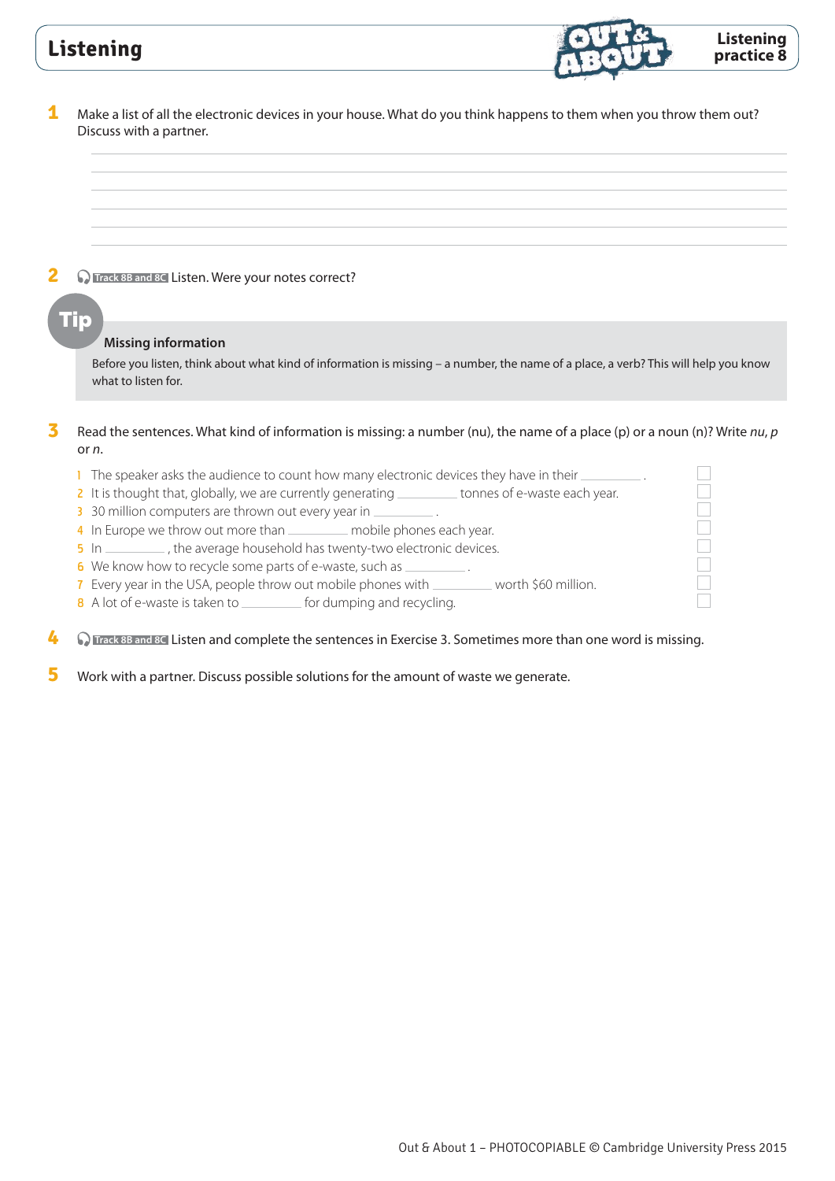# Listening

**Listening practice 8**

**1** Make a list of all the electronic devices in your house. What do you think happens to them when you throw them out? Discuss with a partner.

______________________________________________

______________________________________________

______________________________________________

______________________________________________

______________________________________________

**2** Track 8B and 8C Listen. Were your notes correct?

> **Tip**
>
> **Missing information**
>
> Before you listen, think about what kind of information is missing – a number, the name of a place, a verb? This will help you know what to listen for.

**3** Read the sentences. What kind of information is missing: a number (nu), the name of a place (p) or a noun (n)? Write *nu*, *p* or *n*.

1. The speaker asks the audience to count how many electronic devices they have in their ________ . ☐
2. It is thought that, globally, we are currently generating ________ tonnes of e-waste each year. ☐
3. 30 million computers are thrown out every year in ________ . ☐
4. In Europe we throw out more than ________ mobile phones each year. ☐
5. In ________ , the average household has twenty-two electronic devices. ☐
6. We know how to recycle some parts of e-waste, such as ________ . ☐
7. Every year in the USA, people throw out mobile phones with ________ worth $60 million. ☐
8. A lot of e-waste is taken to ________ for dumping and recycling. ☐

**4** Track 8B and 8C Listen and complete the sentences in Exercise 3. Sometimes more than one word is missing.

**5** Work with a partner. Discuss possible solutions for the amount of waste we generate.

Out & About 1 – PHOTOCOPIABLE © Cambridge University Press 2015